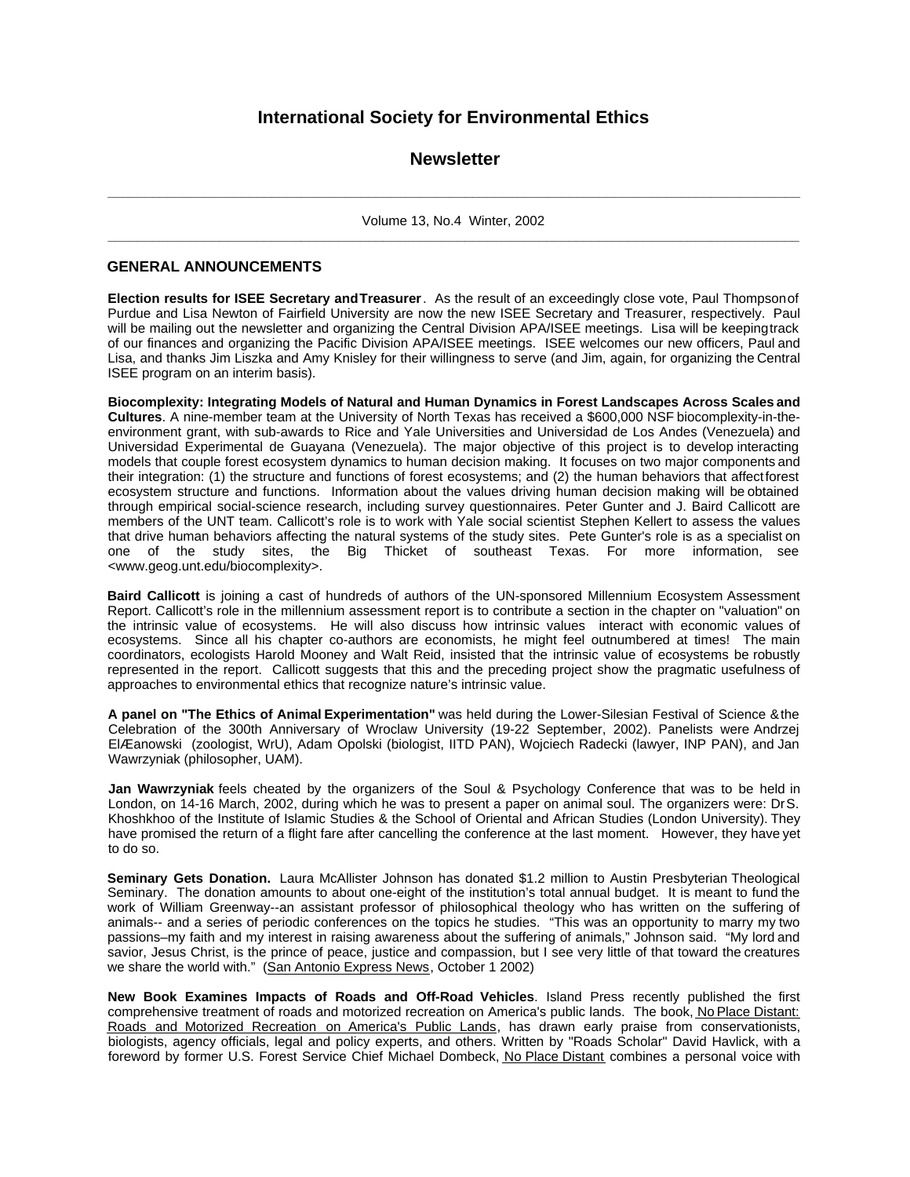# International Society for Environmental Ethics

## Newsletter

---

Volume 13, No.4 Winter, 2002

---

## GENERAL ANNOUNCEMENTS

**Election results for ISEE Secretary and Treasurer**. As the result of an exceedingly close vote, Paul Thompson of Purdue and Lisa Newton of Fairfield University are now the new ISEE Secretary and Treasurer, respectively. Paul will be mailing out the newsletter and organizing the Central Division APA/ISEE meetings. Lisa will be keeping track of our finances and organizing the Pacific Division APA/ISEE meetings. ISEE welcomes our new officers, Paul and Lisa, and thanks Jim Liszka and Amy Knisley for their willingness to serve (and Jim, again, for organizing the Central ISEE program on an interim basis).

**Biocomplexity: Integrating Models of Natural and Human Dynamics in Forest Landscapes Across Scales and Cultures**. A nine-member team at the University of North Texas has received a $600,000 NSF biocomplexity-in-the-environment grant, with sub-awards to Rice and Yale Universities and Universidad de Los Andes (Venezuela) and Universidad Experimental de Guayana (Venezuela). The major objective of this project is to develop interacting models that couple forest ecosystem dynamics to human decision making. It focuses on two major components and their integration: (1) the structure and functions of forest ecosystems; and (2) the human behaviors that affect forest ecosystem structure and functions. Information about the values driving human decision making will be obtained through empirical social-science research, including survey questionnaires. Peter Gunter and J. Baird Callicott are members of the UNT team. Callicott's role is to work with Yale social scientist Stephen Kellert to assess the values that drive human behaviors affecting the natural systems of the study sites. Pete Gunter's role is as a specialist on one of the study sites, the Big Thicket of southeast Texas. For more information, see <www.geog.unt.edu/biocomplexity>.

**Baird Callicott** is joining a cast of hundreds of authors of the UN-sponsored Millennium Ecosystem Assessment Report. Callicott's role in the millennium assessment report is to contribute a section in the chapter on "valuation" on the intrinsic value of ecosystems. He will also discuss how intrinsic values interact with economic values of ecosystems. Since all his chapter co-authors are economists, he might feel outnumbered at times! The main coordinators, ecologists Harold Mooney and Walt Reid, insisted that the intrinsic value of ecosystems be robustly represented in the report. Callicott suggests that this and the preceding project show the pragmatic usefulness of approaches to environmental ethics that recognize nature's intrinsic value.

**A panel on "The Ethics of Animal Experimentation"** was held during the Lower-Silesian Festival of Science & the Celebration of the 300th Anniversary of Wroclaw University (19-22 September, 2002). Panelists were Andrzej ElÆanowski (zoologist, WrU), Adam Opolski (biologist, IITD PAN), Wojciech Radecki (lawyer, INP PAN), and Jan Wawrzyniak (philosopher, UAM).

**Jan Wawrzyniak** feels cheated by the organizers of the Soul & Psychology Conference that was to be held in London, on 14-16 March, 2002, during which he was to present a paper on animal soul. The organizers were: Dr S. Khoshkhoo of the Institute of Islamic Studies & the School of Oriental and African Studies (London University). They have promised the return of a flight fare after cancelling the conference at the last moment. However, they have yet to do so.

**Seminary Gets Donation.** Laura McAllister Johnson has donated $1.2 million to Austin Presbyterian Theological Seminary. The donation amounts to about one-eight of the institution's total annual budget. It is meant to fund the work of William Greenway--an assistant professor of philosophical theology who has written on the suffering of animals-- and a series of periodic conferences on the topics he studies. "This was an opportunity to marry my two passions–my faith and my interest in raising awareness about the suffering of animals," Johnson said. "My lord and savior, Jesus Christ, is the prince of peace, justice and compassion, but I see very little of that toward the creatures we share the world with." (San Antonio Express News, October 1 2002)

**New Book Examines Impacts of Roads and Off-Road Vehicles**. Island Press recently published the first comprehensive treatment of roads and motorized recreation on America's public lands. The book, No Place Distant: Roads and Motorized Recreation on America's Public Lands, has drawn early praise from conservationists, biologists, agency officials, legal and policy experts, and others. Written by "Roads Scholar" David Havlick, with a foreword by former U.S. Forest Service Chief Michael Dombeck, No Place Distant combines a personal voice with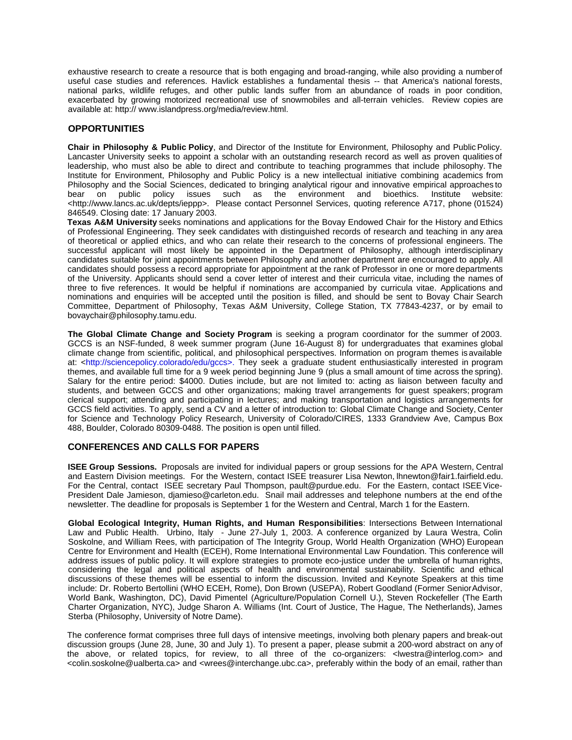exhaustive research to create a resource that is both engaging and broad-ranging, while also providing a number of useful case studies and references. Havlick establishes a fundamental thesis -- that America's national forests, national parks, wildlife refuges, and other public lands suffer from an abundance of roads in poor condition, exacerbated by growing motorized recreational use of snowmobiles and all-terrain vehicles. Review copies are available at: http:// www.islandpress.org/media/review.html.

## OPPORTUNITIES

**Chair in Philosophy & Public Policy**, and Director of the Institute for Environment, Philosophy and Public Policy. Lancaster University seeks to appoint a scholar with an outstanding research record as well as proven qualities of leadership, who must also be able to direct and contribute to teaching programmes that include philosophy. The Institute for Environment, Philosophy and Public Policy is a new intellectual initiative combining academics from Philosophy and the Social Sciences, dedicated to bringing analytical rigour and innovative empirical approaches to bear on public policy issues such as the environment and bioethics. Institute website: <http://www.lancs.ac.uk/depts/ieppp>. Please contact Personnel Services, quoting reference A717, phone (01524) 846549. Closing date: 17 January 2003.

**Texas A&M University** seeks nominations and applications for the Bovay Endowed Chair for the History and Ethics of Professional Engineering. They seek candidates with distinguished records of research and teaching in any area of theoretical or applied ethics, and who can relate their research to the concerns of professional engineers. The successful applicant will most likely be appointed in the Department of Philosophy, although interdisciplinary candidates suitable for joint appointments between Philosophy and another department are encouraged to apply. All candidates should possess a record appropriate for appointment at the rank of Professor in one or more departments of the University. Applicants should send a cover letter of interest and their curricula vitae, including the names of three to five references. It would be helpful if nominations are accompanied by curricula vitae. Applications and nominations and enquiries will be accepted until the position is filled, and should be sent to Bovay Chair Search Committee, Department of Philosophy, Texas A&M University, College Station, TX 77843-4237, or by email to bovaychair@philosophy.tamu.edu.

**The Global Climate Change and Society Program** is seeking a program coordinator for the summer of 2003. GCCS is an NSF-funded, 8 week summer program (June 16-August 8) for undergraduates that examines global climate change from scientific, political, and philosophical perspectives. Information on program themes is available at: <http://sciencepolicy.colorado/edu/gccs>. They seek a graduate student enthusiastically interested in program themes, and available full time for a 9 week period beginning June 9 (plus a small amount of time across the spring). Salary for the entire period: $4000. Duties include, but are not limited to: acting as liaison between faculty and students, and between GCCS and other organizations; making travel arrangements for guest speakers; program clerical support; attending and participating in lectures; and making transportation and logistics arrangements for GCCS field activities. To apply, send a CV and a letter of introduction to: Global Climate Change and Society, Center for Science and Technology Policy Research, University of Colorado/CIRES, 1333 Grandview Ave, Campus Box 488, Boulder, Colorado 80309-0488. The position is open until filled.

## CONFERENCES AND CALLS FOR PAPERS

**ISEE Group Sessions.** Proposals are invited for individual papers or group sessions for the APA Western, Central and Eastern Division meetings. For the Western, contact ISEE treasurer Lisa Newton, lhnewton@fair1.fairfield.edu. For the Central, contact ISEE secretary Paul Thompson, pault@purdue.edu. For the Eastern, contact ISEE Vice-President Dale Jamieson, djamieso@carleton.edu. Snail mail addresses and telephone numbers at the end of the newsletter. The deadline for proposals is September 1 for the Western and Central, March 1 for the Eastern.

**Global Ecological Integrity, Human Rights, and Human Responsibilities**: Intersections Between International Law and Public Health. Urbino, Italy - June 27-July 1, 2003. A conference organized by Laura Westra, Colin Soskolne, and William Rees, with participation of The Integrity Group, World Health Organization (WHO) European Centre for Environment and Health (ECEH), Rome International Environmental Law Foundation. This conference will address issues of public policy. It will explore strategies to promote eco-justice under the umbrella of human rights, considering the legal and political aspects of health and environmental sustainability. Scientific and ethical discussions of these themes will be essential to inform the discussion. Invited and Keynote Speakers at this time include: Dr. Roberto Bertollini (WHO ECEH, Rome), Don Brown (USEPA), Robert Goodland (Former Senior Advisor, World Bank, Washington, DC), David Pimentel (Agriculture/Population Cornell U.), Steven Rockefeller (The Earth Charter Organization, NYC), Judge Sharon A. Williams (Int. Court of Justice, The Hague, The Netherlands), James Sterba (Philosophy, University of Notre Dame).

The conference format comprises three full days of intensive meetings, involving both plenary papers and break-out discussion groups (June 28, June, 30 and July 1). To present a paper, please submit a 200-word abstract on any of the above, or related topics, for review, to all three of the co-organizers: <lwestra@interlog.com> and <colin.soskolne@ualberta.ca> and <wrees@interchange.ubc.ca>, preferably within the body of an email, rather than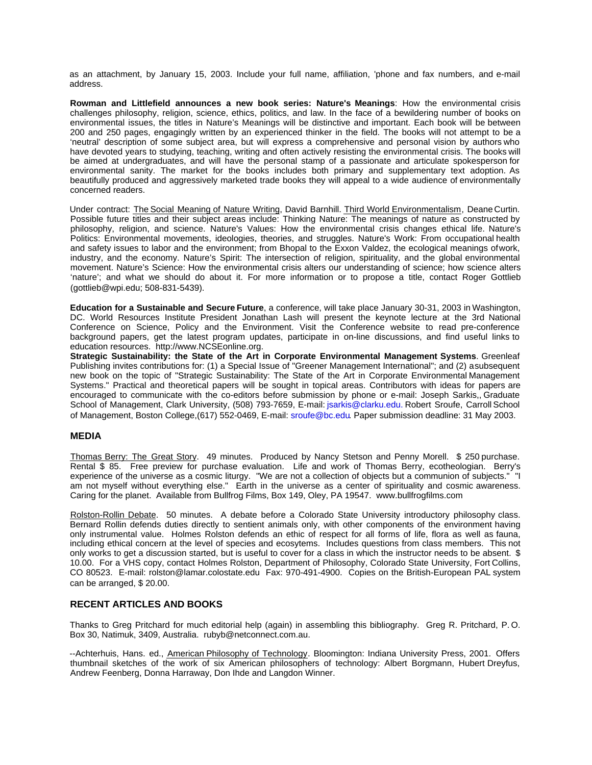as an attachment, by January 15, 2003. Include your full name, affiliation, 'phone and fax numbers, and e-mail address.

**Rowman and Littlefield announces a new book series: Nature's Meanings**: How the environmental crisis challenges philosophy, religion, science, ethics, politics, and law. In the face of a bewildering number of books on environmental issues, the titles in Nature's Meanings will be distinctive and important. Each book will be between 200 and 250 pages, engagingly written by an experienced thinker in the field. The books will not attempt to be a 'neutral' description of some subject area, but will express a comprehensive and personal vision by authors who have devoted years to studying, teaching, writing and often actively resisting the environmental crisis. The books will be aimed at undergraduates, and will have the personal stamp of a passionate and articulate spokesperson for environmental sanity. The market for the books includes both primary and supplementary text adoption. As beautifully produced and aggressively marketed trade books they will appeal to a wide audience of environmentally concerned readers.

Under contract: The Social Meaning of Nature Writing, David Barnhill. Third World Environmentalism, Deane Curtin. Possible future titles and their subject areas include: Thinking Nature: The meanings of nature as constructed by philosophy, religion, and science. Nature's Values: How the environmental crisis changes ethical life. Nature's Politics: Environmental movements, ideologies, theories, and struggles. Nature's Work: From occupational health and safety issues to labor and the environment; from Bhopal to the Exxon Valdez, the ecological meanings of work, industry, and the economy. Nature's Spirit: The intersection of religion, spirituality, and the global environmental movement. Nature's Science: How the environmental crisis alters our understanding of science; how science alters 'nature'; and what we should do about it. For more information or to propose a title, contact Roger Gottlieb (gottlieb@wpi.edu; 508-831-5439).

**Education for a Sustainable and Secure Future**, a conference, will take place January 30-31, 2003 in Washington, DC. World Resources Institute President Jonathan Lash will present the keynote lecture at the 3rd National Conference on Science, Policy and the Environment. Visit the Conference website to read pre-conference background papers, get the latest program updates, participate in on-line discussions, and find useful links to education resources. http://www.NCSEonline.org.

**Strategic Sustainability: the State of the Art in Corporate Environmental Management Systems**. Greenleaf Publishing invites contributions for: (1) a Special Issue of "Greener Management International"; and (2) a subsequent new book on the topic of "Strategic Sustainability: The State of the Art in Corporate Environmental Management Systems." Practical and theoretical papers will be sought in topical areas. Contributors with ideas for papers are encouraged to communicate with the co-editors before submission by phone or e-mail: Joseph Sarkis,, Graduate School of Management, Clark University, (508) 793-7659, E-mail: jsarkis@clarku.edu. Robert Sroufe, Carroll School of Management, Boston College,(617) 552-0469, E-mail: sroufe@bc.edu. Paper submission deadline: 31 May 2003.

## MEDIA

Thomas Berry: The Great Story. 49 minutes. Produced by Nancy Stetson and Penny Morell. $ 250 purchase. Rental $ 85. Free preview for purchase evaluation. Life and work of Thomas Berry, ecotheologian. Berry's experience of the universe as a cosmic liturgy. "We are not a collection of objects but a communion of subjects." "I am not myself without everything else." Earth in the universe as a center of spirituality and cosmic awareness. Caring for the planet. Available from Bullfrog Films, Box 149, Oley, PA 19547. www.bullfrogfilms.com

Rolston-Rollin Debate. 50 minutes. A debate before a Colorado State University introductory philosophy class. Bernard Rollin defends duties directly to sentient animals only, with other components of the environment having only instrumental value. Holmes Rolston defends an ethic of respect for all forms of life, flora as well as fauna, including ethical concern at the level of species and ecosytems. Includes questions from class members. This not only works to get a discussion started, but is useful to cover for a class in which the instructor needs to be absent. $ 10.00. For a VHS copy, contact Holmes Rolston, Department of Philosophy, Colorado State University, Fort Collins, CO 80523. E-mail: rolston@lamar.colostate.edu Fax: 970-491-4900. Copies on the British-European PAL system can be arranged, $ 20.00.

## RECENT ARTICLES AND BOOKS

Thanks to Greg Pritchard for much editorial help (again) in assembling this bibliography. Greg R. Pritchard, P. O. Box 30, Natimuk, 3409, Australia. rubyb@netconnect.com.au.

--Achterhuis, Hans. ed., American Philosophy of Technology. Bloomington: Indiana University Press, 2001. Offers thumbnail sketches of the work of six American philosophers of technology: Albert Borgmann, Hubert Dreyfus, Andrew Feenberg, Donna Harraway, Don Ihde and Langdon Winner.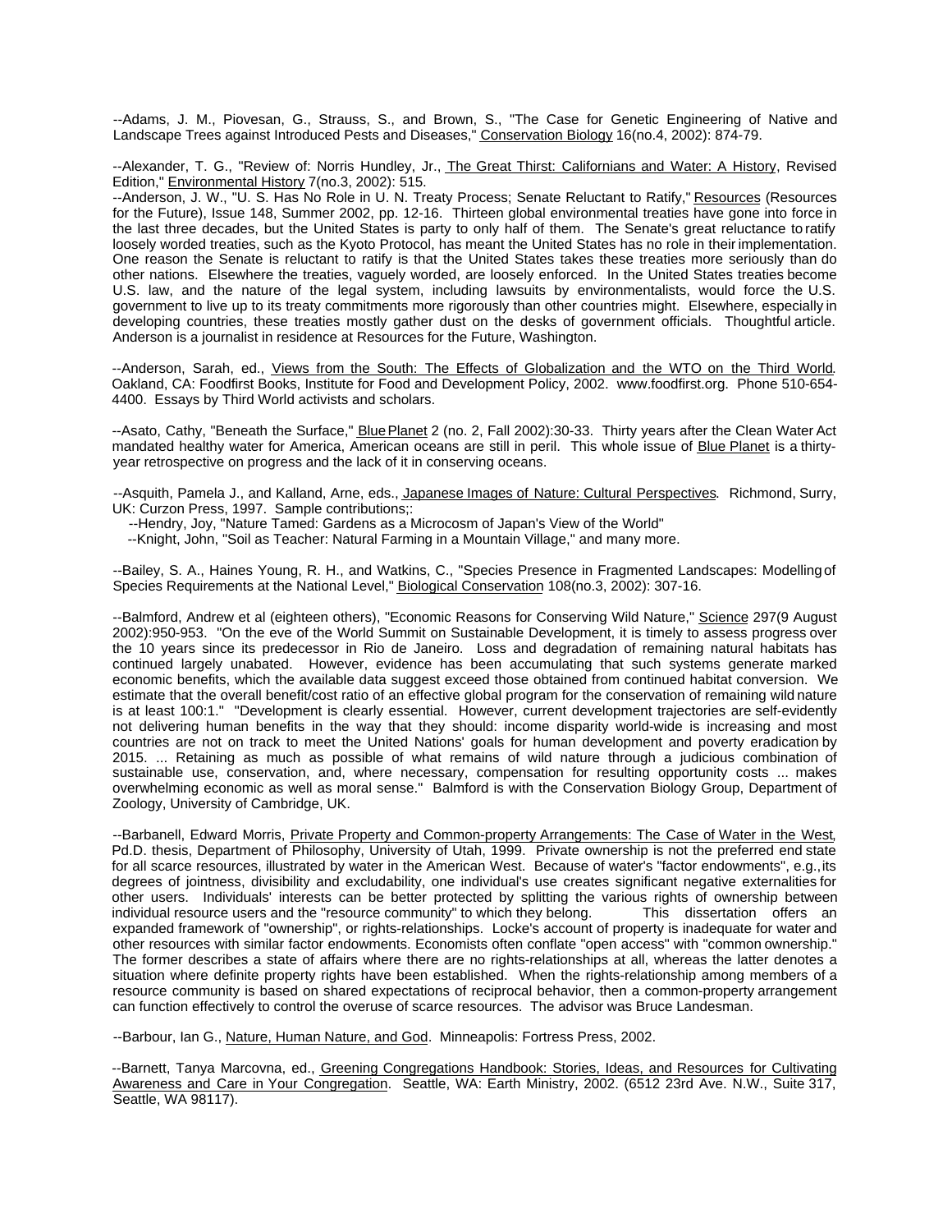--Adams, J. M., Piovesan, G., Strauss, S., and Brown, S., "The Case for Genetic Engineering of Native and Landscape Trees against Introduced Pests and Diseases," Conservation Biology 16(no.4, 2002): 874-79.

--Alexander, T. G., "Review of: Norris Hundley, Jr., The Great Thirst: Californians and Water: A History, Revised Edition," Environmental History 7(no.3, 2002): 515.

--Anderson, J. W., "U. S. Has No Role in U. N. Treaty Process; Senate Reluctant to Ratify," Resources (Resources for the Future), Issue 148, Summer 2002, pp. 12-16. Thirteen global environmental treaties have gone into force in the last three decades, but the United States is party to only half of them. The Senate's great reluctance to ratify loosely worded treaties, such as the Kyoto Protocol, has meant the United States has no role in their implementation. One reason the Senate is reluctant to ratify is that the United States takes these treaties more seriously than do other nations. Elsewhere the treaties, vaguely worded, are loosely enforced. In the United States treaties become U.S. law, and the nature of the legal system, including lawsuits by environmentalists, would force the U.S. government to live up to its treaty commitments more rigorously than other countries might. Elsewhere, especially in developing countries, these treaties mostly gather dust on the desks of government officials. Thoughtful article. Anderson is a journalist in residence at Resources for the Future, Washington.

--Anderson, Sarah, ed., Views from the South: The Effects of Globalization and the WTO on the Third World. Oakland, CA: Foodfirst Books, Institute for Food and Development Policy, 2002. www.foodfirst.org. Phone 510-654-4400. Essays by Third World activists and scholars.

--Asato, Cathy, "Beneath the Surface," Blue Planet 2 (no. 2, Fall 2002):30-33. Thirty years after the Clean Water Act mandated healthy water for America, American oceans are still in peril. This whole issue of Blue Planet is a thirty-year retrospective on progress and the lack of it in conserving oceans.

--Asquith, Pamela J., and Kalland, Arne, eds., Japanese Images of Nature: Cultural Perspectives. Richmond, Surry, UK: Curzon Press, 1997. Sample contributions;:

--Hendry, Joy, "Nature Tamed: Gardens as a Microcosm of Japan's View of the World"

--Knight, John, "Soil as Teacher: Natural Farming in a Mountain Village," and many more.

--Bailey, S. A., Haines Young, R. H., and Watkins, C., "Species Presence in Fragmented Landscapes: Modelling of Species Requirements at the National Level," Biological Conservation 108(no.3, 2002): 307-16.

--Balmford, Andrew et al (eighteen others), "Economic Reasons for Conserving Wild Nature," Science 297(9 August 2002):950-953. "On the eve of the World Summit on Sustainable Development, it is timely to assess progress over the 10 years since its predecessor in Rio de Janeiro. Loss and degradation of remaining natural habitats has continued largely unabated. However, evidence has been accumulating that such systems generate marked economic benefits, which the available data suggest exceed those obtained from continued habitat conversion. We estimate that the overall benefit/cost ratio of an effective global program for the conservation of remaining wild nature is at least 100:1." "Development is clearly essential. However, current development trajectories are self-evidently not delivering human benefits in the way that they should: income disparity world-wide is increasing and most countries are not on track to meet the United Nations' goals for human development and poverty eradication by 2015. ... Retaining as much as possible of what remains of wild nature through a judicious combination of sustainable use, conservation, and, where necessary, compensation for resulting opportunity costs ... makes overwhelming economic as well as moral sense." Balmford is with the Conservation Biology Group, Department of Zoology, University of Cambridge, UK.

--Barbanell, Edward Morris, Private Property and Common-property Arrangements: The Case of Water in the West, Pd.D. thesis, Department of Philosophy, University of Utah, 1999. Private ownership is not the preferred end state for all scarce resources, illustrated by water in the American West. Because of water's "factor endowments", e.g., its degrees of jointness, divisibility and excludability, one individual's use creates significant negative externalities for other users. Individuals' interests can be better protected by splitting the various rights of ownership between individual resource users and the "resource community" to which they belong. This dissertation offers an expanded framework of "ownership", or rights-relationships. Locke's account of property is inadequate for water and other resources with similar factor endowments. Economists often conflate "open access" with "common ownership." The former describes a state of affairs where there are no rights-relationships at all, whereas the latter denotes a situation where definite property rights have been established. When the rights-relationship among members of a resource community is based on shared expectations of reciprocal behavior, then a common-property arrangement can function effectively to control the overuse of scarce resources. The advisor was Bruce Landesman.

--Barbour, Ian G., Nature, Human Nature, and God. Minneapolis: Fortress Press, 2002.

--Barnett, Tanya Marcovna, ed., Greening Congregations Handbook: Stories, Ideas, and Resources for Cultivating Awareness and Care in Your Congregation. Seattle, WA: Earth Ministry, 2002. (6512 23rd Ave. N.W., Suite 317, Seattle, WA 98117).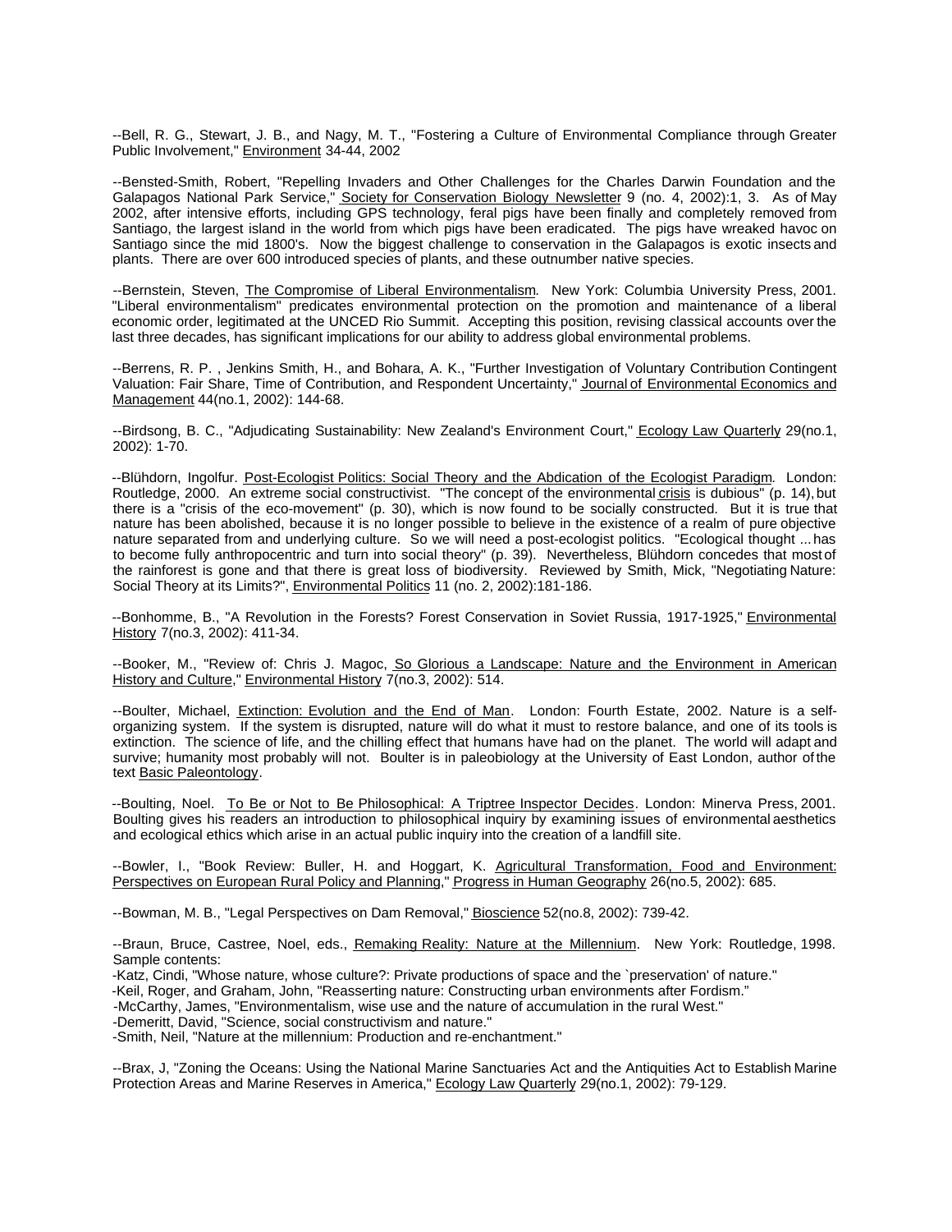--Bell, R. G., Stewart, J. B., and Nagy, M. T., "Fostering a Culture of Environmental Compliance through Greater Public Involvement," Environment 34-44, 2002

--Bensted-Smith, Robert, "Repelling Invaders and Other Challenges for the Charles Darwin Foundation and the Galapagos National Park Service," Society for Conservation Biology Newsletter 9 (no. 4, 2002):1, 3. As of May 2002, after intensive efforts, including GPS technology, feral pigs have been finally and completely removed from Santiago, the largest island in the world from which pigs have been eradicated. The pigs have wreaked havoc on Santiago since the mid 1800's. Now the biggest challenge to conservation in the Galapagos is exotic insects and plants. There are over 600 introduced species of plants, and these outnumber native species.

--Bernstein, Steven, The Compromise of Liberal Environmentalism. New York: Columbia University Press, 2001. "Liberal environmentalism" predicates environmental protection on the promotion and maintenance of a liberal economic order, legitimated at the UNCED Rio Summit. Accepting this position, revising classical accounts over the last three decades, has significant implications for our ability to address global environmental problems.

--Berrens, R. P. , Jenkins Smith, H., and Bohara, A. K., "Further Investigation of Voluntary Contribution Contingent Valuation: Fair Share, Time of Contribution, and Respondent Uncertainty," Journal of Environmental Economics and Management 44(no.1, 2002): 144-68.

--Birdsong, B. C., "Adjudicating Sustainability: New Zealand's Environment Court," Ecology Law Quarterly 29(no.1, 2002): 1-70.

--Blühdorn, Ingolfur. Post-Ecologist Politics: Social Theory and the Abdication of the Ecologist Paradigm. London: Routledge, 2000. An extreme social constructivist. "The concept of the environmental crisis is dubious" (p. 14), but there is a "crisis of the eco-movement" (p. 30), which is now found to be socially constructed. But it is true that nature has been abolished, because it is no longer possible to believe in the existence of a realm of pure objective nature separated from and underlying culture. So we will need a post-ecologist politics. "Ecological thought ... has to become fully anthropocentric and turn into social theory" (p. 39). Nevertheless, Blühdorn concedes that most of the rainforest is gone and that there is great loss of biodiversity. Reviewed by Smith, Mick, "Negotiating Nature: Social Theory at its Limits?", Environmental Politics 11 (no. 2, 2002):181-186.

--Bonhomme, B., "A Revolution in the Forests? Forest Conservation in Soviet Russia, 1917-1925," Environmental History 7(no.3, 2002): 411-34.

--Booker, M., "Review of: Chris J. Magoc, So Glorious a Landscape: Nature and the Environment in American History and Culture," Environmental History 7(no.3, 2002): 514.

--Boulter, Michael, Extinction: Evolution and the End of Man. London: Fourth Estate, 2002. Nature is a self-organizing system. If the system is disrupted, nature will do what it must to restore balance, and one of its tools is extinction. The science of life, and the chilling effect that humans have had on the planet. The world will adapt and survive; humanity most probably will not. Boulter is in paleobiology at the University of East London, author of the text Basic Paleontology.

--Boulting, Noel. To Be or Not to Be Philosophical: A Triptree Inspector Decides. London: Minerva Press, 2001. Boulting gives his readers an introduction to philosophical inquiry by examining issues of environmental aesthetics and ecological ethics which arise in an actual public inquiry into the creation of a landfill site.

--Bowler, I., "Book Review: Buller, H. and Hoggart, K. Agricultural Transformation, Food and Environment: Perspectives on European Rural Policy and Planning," Progress in Human Geography 26(no.5, 2002): 685.

--Bowman, M. B., "Legal Perspectives on Dam Removal," Bioscience 52(no.8, 2002): 739-42.

--Braun, Bruce, Castree, Noel, eds., Remaking Reality: Nature at the Millennium. New York: Routledge, 1998. Sample contents:
-Katz, Cindi, "Whose nature, whose culture?: Private productions of space and the `preservation' of nature."
-Keil, Roger, and Graham, John, "Reasserting nature: Constructing urban environments after Fordism."
-McCarthy, James, "Environmentalism, wise use and the nature of accumulation in the rural West."
-Demeritt, David, "Science, social constructivism and nature."
-Smith, Neil, "Nature at the millennium: Production and re-enchantment."

--Brax, J, "Zoning the Oceans: Using the National Marine Sanctuaries Act and the Antiquities Act to Establish Marine Protection Areas and Marine Reserves in America," Ecology Law Quarterly 29(no.1, 2002): 79-129.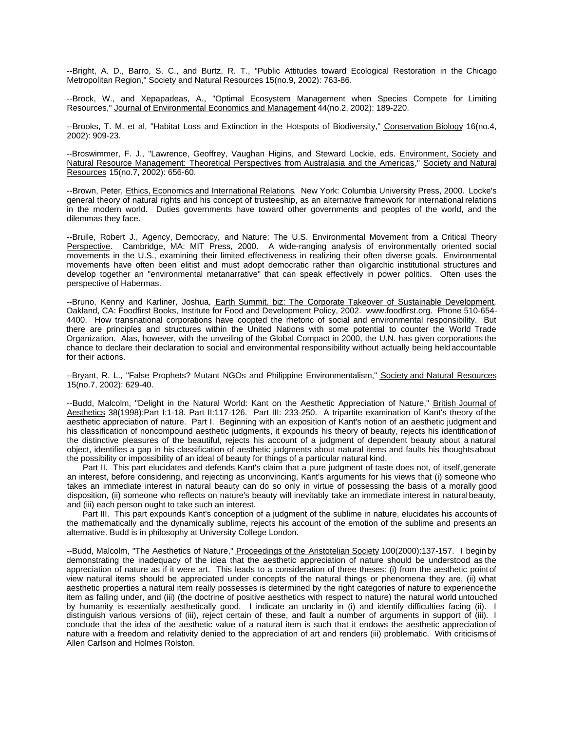--Bright, A. D., Barro, S. C., and Burtz, R. T., "Public Attitudes toward Ecological Restoration in the Chicago Metropolitan Region," Society and Natural Resources 15(no.9, 2002): 763-86.

--Brock, W., and Xepapadeas, A., "Optimal Ecosystem Management when Species Compete for Limiting Resources," Journal of Environmental Economics and Management 44(no.2, 2002): 189-220.

--Brooks, T. M. et al, "Habitat Loss and Extinction in the Hotspots of Biodiversity," Conservation Biology 16(no.4, 2002): 909-23.

--Broswimmer, F. J., "Lawrence, Geoffrey, Vaughan Higins, and Steward Lockie, eds. Environment, Society and Natural Resource Management: Theoretical Perspectives from Australasia and the Americas," Society and Natural Resources 15(no.7, 2002): 656-60.

--Brown, Peter, Ethics, Economics and International Relations. New York: Columbia University Press, 2000. Locke's general theory of natural rights and his concept of trusteeship, as an alternative framework for international relations in the modern world. Duties governments have toward other governments and peoples of the world, and the dilemmas they face.

--Brulle, Robert J., Agency, Democracy, and Nature: The U.S. Environmental Movement from a Critical Theory Perspective. Cambridge, MA: MIT Press, 2000. A wide-ranging analysis of environmentally oriented social movements in the U.S., examining their limited effectiveness in realizing their often diverse goals. Environmental movements have often been elitist and must adopt democratic rather than oligarchic institutional structures and develop together an "environmental metanarrative" that can speak effectively in power politics. Often uses the perspective of Habermas.

--Bruno, Kenny and Karliner, Joshua, Earth Summit. biz: The Corporate Takeover of Sustainable Development. Oakland, CA: Foodfirst Books, Institute for Food and Development Policy, 2002. www.foodfirst.org. Phone 510-654-4400. How transnational corporations have coopted the rhetoric of social and environmental responsibility. But there are principles and structures within the United Nations with some potential to counter the World Trade Organization. Alas, however, with the unveiling of the Global Compact in 2000, the U.N. has given corporations the chance to declare their declaration to social and environmental responsibility without actually being held accountable for their actions.

--Bryant, R. L., "False Prophets? Mutant NGOs and Philippine Environmentalism," Society and Natural Resources 15(no.7, 2002): 629-40.

--Budd, Malcolm, "Delight in the Natural World: Kant on the Aesthetic Appreciation of Nature," British Journal of Aesthetics 38(1998):Part I:1-18. Part II:117-126. Part III: 233-250. A tripartite examination of Kant's theory of the aesthetic appreciation of nature. Part I. Beginning with an exposition of Kant's notion of an aesthetic judgment and his classification of noncompound aesthetic judgments, it expounds his theory of beauty, rejects his identification of the distinctive pleasures of the beautiful, rejects his account of a judgment of dependent beauty about a natural object, identifies a gap in his classification of aesthetic judgments about natural items and faults his thoughts about the possibility or impossibility of an ideal of beauty for things of a particular natural kind.

Part II. This part elucidates and defends Kant's claim that a pure judgment of taste does not, of itself, generate an interest, before considering, and rejecting as unconvincing, Kant's arguments for his views that (i) someone who takes an immediate interest in natural beauty can do so only in virtue of possessing the basis of a morally good disposition, (ii) someone who reflects on nature's beauty will inevitably take an immediate interest in natural beauty, and (iii) each person ought to take such an interest.

Part III. This part expounds Kant's conception of a judgment of the sublime in nature, elucidates his accounts of the mathematically and the dynamically sublime, rejects his account of the emotion of the sublime and presents an alternative. Budd is in philosophy at University College London.

--Budd, Malcolm, "The Aesthetics of Nature," Proceedings of the Aristotelian Society 100(2000):137-157. I begin by demonstrating the inadequacy of the idea that the aesthetic appreciation of nature should be understood as the appreciation of nature as if it were art. This leads to a consideration of three theses: (i) from the aesthetic point of view natural items should be appreciated under concepts of the natural things or phenomena they are, (ii) what aesthetic properties a natural item really possesses is determined by the right categories of nature to experience the item as falling under, and (iii) (the doctrine of positive aesthetics with respect to nature) the natural world untouched by humanity is essentially aesthetically good. I indicate an unclarity in (i) and identify difficulties facing (ii). I distinguish various versions of (iii), reject certain of these, and fault a number of arguments in support of (iii). I conclude that the idea of the aesthetic value of a natural item is such that it endows the aesthetic appreciation of nature with a freedom and relativity denied to the appreciation of art and renders (iii) problematic. With criticisms of Allen Carlson and Holmes Rolston.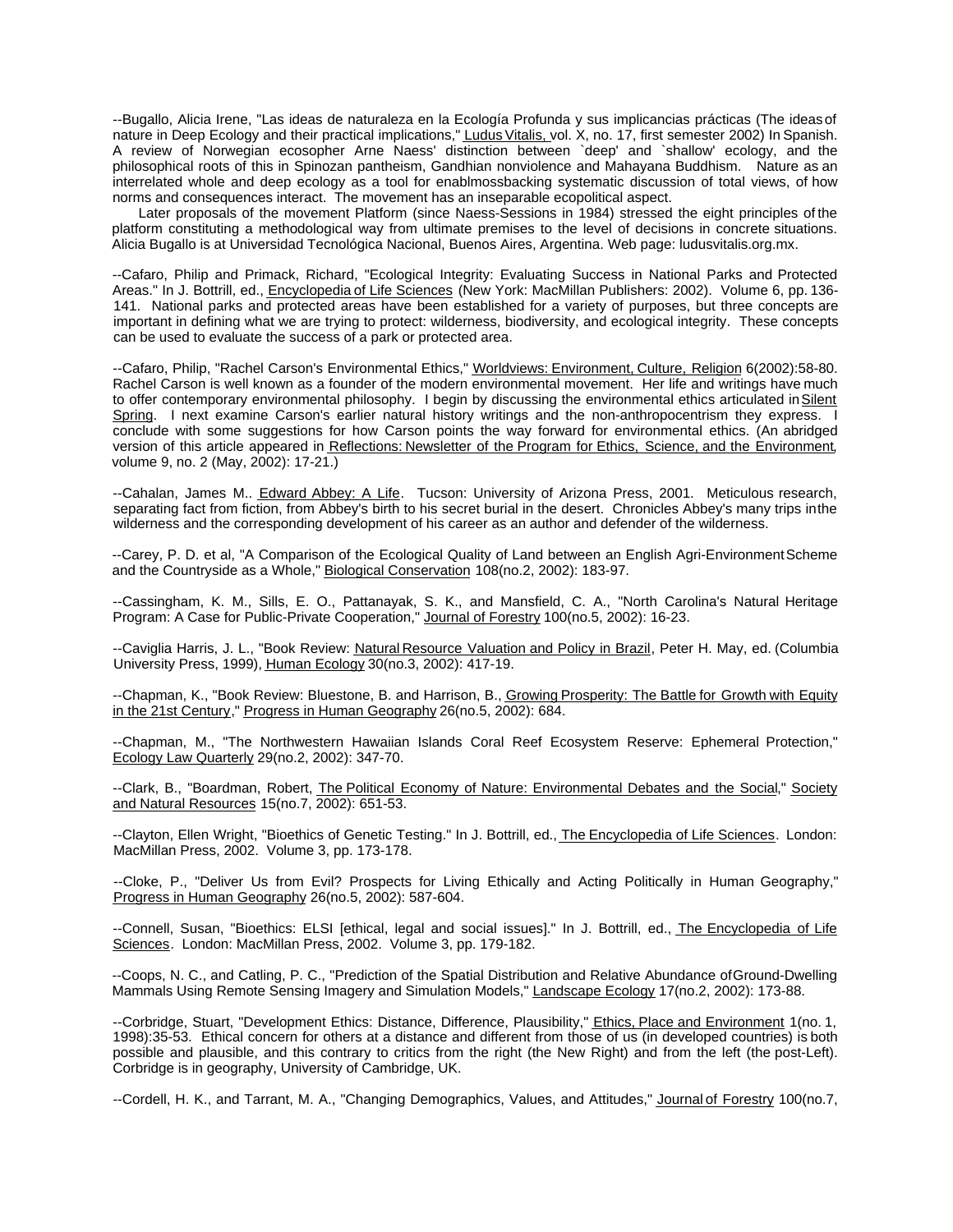--Bugallo, Alicia Irene, "Las ideas de naturaleza en la Ecología Profunda y sus implicancias prácticas (The ideas of nature in Deep Ecology and their practical implications," Ludus Vitalis, vol. X, no. 17, first semester 2002) In Spanish. A review of Norwegian ecosopher Arne Naess' distinction between `deep' and `shallow' ecology, and the philosophical roots of this in Spinozan pantheism, Gandhian nonviolence and Mahayana Buddhism. Nature as an interrelated whole and deep ecology as a tool for enablmossbacking systematic discussion of total views, of how norms and consequences interact. The movement has an inseparable ecopolitical aspect.

Later proposals of the movement Platform (since Naess-Sessions in 1984) stressed the eight principles of the platform constituting a methodological way from ultimate premises to the level of decisions in concrete situations. Alicia Bugallo is at Universidad Tecnológica Nacional, Buenos Aires, Argentina. Web page: ludusvitalis.org.mx.

--Cafaro, Philip and Primack, Richard, "Ecological Integrity: Evaluating Success in National Parks and Protected Areas." In J. Bottrill, ed., Encyclopedia of Life Sciences (New York: MacMillan Publishers: 2002). Volume 6, pp. 136-141. National parks and protected areas have been established for a variety of purposes, but three concepts are important in defining what we are trying to protect: wilderness, biodiversity, and ecological integrity. These concepts can be used to evaluate the success of a park or protected area.

--Cafaro, Philip, "Rachel Carson's Environmental Ethics," Worldviews: Environment, Culture, Religion 6(2002):58-80. Rachel Carson is well known as a founder of the modern environmental movement. Her life and writings have much to offer contemporary environmental philosophy. I begin by discussing the environmental ethics articulated in Silent Spring. I next examine Carson's earlier natural history writings and the non-anthropocentrism they express. I conclude with some suggestions for how Carson points the way forward for environmental ethics. (An abridged version of this article appeared in Reflections: Newsletter of the Program for Ethics, Science, and the Environment, volume 9, no. 2 (May, 2002): 17-21.)

--Cahalan, James M.. Edward Abbey: A Life. Tucson: University of Arizona Press, 2001. Meticulous research, separating fact from fiction, from Abbey's birth to his secret burial in the desert. Chronicles Abbey's many trips in the wilderness and the corresponding development of his career as an author and defender of the wilderness.

--Carey, P. D. et al, "A Comparison of the Ecological Quality of Land between an English Agri-Environment Scheme and the Countryside as a Whole," Biological Conservation 108(no.2, 2002): 183-97.

--Cassingham, K. M., Sills, E. O., Pattanayak, S. K., and Mansfield, C. A., "North Carolina's Natural Heritage Program: A Case for Public-Private Cooperation," Journal of Forestry 100(no.5, 2002): 16-23.

--Caviglia Harris, J. L., "Book Review: Natural Resource Valuation and Policy in Brazil, Peter H. May, ed. (Columbia University Press, 1999), Human Ecology 30(no.3, 2002): 417-19.

--Chapman, K., "Book Review: Bluestone, B. and Harrison, B., Growing Prosperity: The Battle for Growth with Equity in the 21st Century," Progress in Human Geography 26(no.5, 2002): 684.

--Chapman, M., "The Northwestern Hawaiian Islands Coral Reef Ecosystem Reserve: Ephemeral Protection," Ecology Law Quarterly 29(no.2, 2002): 347-70.

--Clark, B., "Boardman, Robert, The Political Economy of Nature: Environmental Debates and the Social," Society and Natural Resources 15(no.7, 2002): 651-53.

--Clayton, Ellen Wright, "Bioethics of Genetic Testing." In J. Bottrill, ed., The Encyclopedia of Life Sciences. London: MacMillan Press, 2002. Volume 3, pp. 173-178.

--Cloke, P., "Deliver Us from Evil? Prospects for Living Ethically and Acting Politically in Human Geography," Progress in Human Geography 26(no.5, 2002): 587-604.

--Connell, Susan, "Bioethics: ELSI [ethical, legal and social issues]." In J. Bottrill, ed., The Encyclopedia of Life Sciences. London: MacMillan Press, 2002. Volume 3, pp. 179-182.

--Coops, N. C., and Catling, P. C., "Prediction of the Spatial Distribution and Relative Abundance of Ground-Dwelling Mammals Using Remote Sensing Imagery and Simulation Models," Landscape Ecology 17(no.2, 2002): 173-88.

--Corbridge, Stuart, "Development Ethics: Distance, Difference, Plausibility," Ethics, Place and Environment 1(no. 1, 1998):35-53. Ethical concern for others at a distance and different from those of us (in developed countries) is both possible and plausible, and this contrary to critics from the right (the New Right) and from the left (the post-Left). Corbridge is in geography, University of Cambridge, UK.

--Cordell, H. K., and Tarrant, M. A., "Changing Demographics, Values, and Attitudes," Journal of Forestry 100(no.7,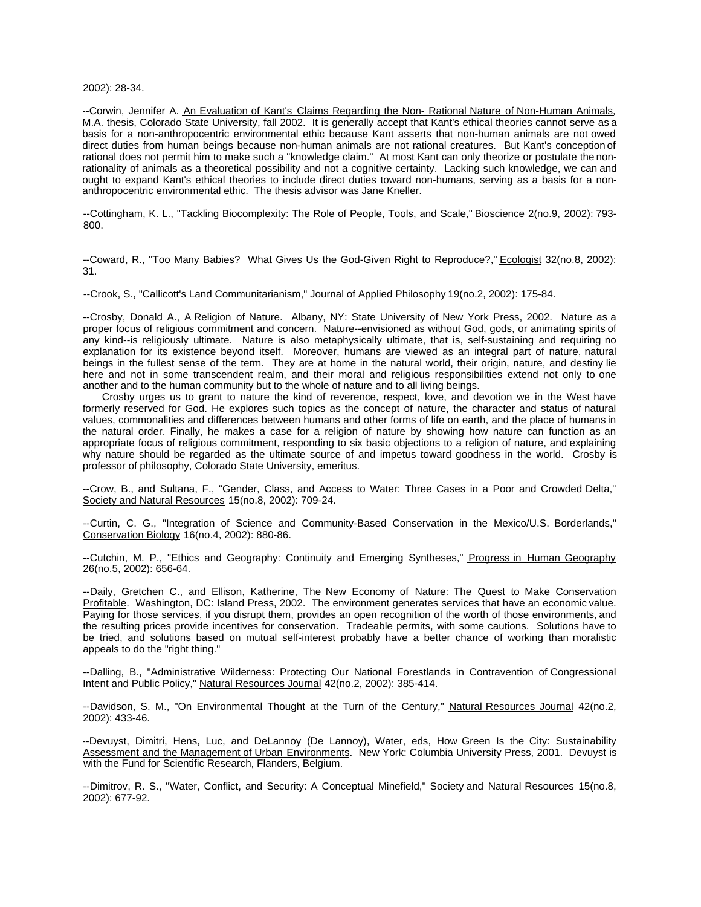2002): 28-34.

--Corwin, Jennifer A. An Evaluation of Kant's Claims Regarding the Non- Rational Nature of Non-Human Animals, M.A. thesis, Colorado State University, fall 2002. It is generally accept that Kant's ethical theories cannot serve as a basis for a non-anthropocentric environmental ethic because Kant asserts that non-human animals are not owed direct duties from human beings because non-human animals are not rational creatures. But Kant's conception of rational does not permit him to make such a "knowledge claim." At most Kant can only theorize or postulate the non-rationality of animals as a theoretical possibility and not a cognitive certainty. Lacking such knowledge, we can and ought to expand Kant's ethical theories to include direct duties toward non-humans, serving as a basis for a non-anthropocentric environmental ethic. The thesis advisor was Jane Kneller.

--Cottingham, K. L., "Tackling Biocomplexity: The Role of People, Tools, and Scale," Bioscience 2(no.9, 2002): 793-800.

--Coward, R., "Too Many Babies? What Gives Us the God-Given Right to Reproduce?," Ecologist 32(no.8, 2002): 31.

--Crook, S., "Callicott's Land Communitarianism," Journal of Applied Philosophy 19(no.2, 2002): 175-84.

--Crosby, Donald A., A Religion of Nature. Albany, NY: State University of New York Press, 2002. Nature as a proper focus of religious commitment and concern. Nature--envisioned as without God, gods, or animating spirits of any kind--is religiously ultimate. Nature is also metaphysically ultimate, that is, self-sustaining and requiring no explanation for its existence beyond itself. Moreover, humans are viewed as an integral part of nature, natural beings in the fullest sense of the term. They are at home in the natural world, their origin, nature, and destiny lie here and not in some transcendent realm, and their moral and religious responsibilities extend not only to one another and to the human community but to the whole of nature and to all living beings.

Crosby urges us to grant to nature the kind of reverence, respect, love, and devotion we in the West have formerly reserved for God. He explores such topics as the concept of nature, the character and status of natural values, commonalities and differences between humans and other forms of life on earth, and the place of humans in the natural order. Finally, he makes a case for a religion of nature by showing how nature can function as an appropriate focus of religious commitment, responding to six basic objections to a religion of nature, and explaining why nature should be regarded as the ultimate source of and impetus toward goodness in the world. Crosby is professor of philosophy, Colorado State University, emeritus.

--Crow, B., and Sultana, F., "Gender, Class, and Access to Water: Three Cases in a Poor and Crowded Delta," Society and Natural Resources 15(no.8, 2002): 709-24.

--Curtin, C. G., "Integration of Science and Community-Based Conservation in the Mexico/U.S. Borderlands," Conservation Biology 16(no.4, 2002): 880-86.

--Cutchin, M. P., "Ethics and Geography: Continuity and Emerging Syntheses," Progress in Human Geography 26(no.5, 2002): 656-64.

--Daily, Gretchen C., and Ellison, Katherine, The New Economy of Nature: The Quest to Make Conservation Profitable. Washington, DC: Island Press, 2002. The environment generates services that have an economic value. Paying for those services, if you disrupt them, provides an open recognition of the worth of those environments, and the resulting prices provide incentives for conservation. Tradeable permits, with some cautions. Solutions have to be tried, and solutions based on mutual self-interest probably have a better chance of working than moralistic appeals to do the "right thing."

--Dalling, B., "Administrative Wilderness: Protecting Our National Forestlands in Contravention of Congressional Intent and Public Policy," Natural Resources Journal 42(no.2, 2002): 385-414.

--Davidson, S. M., "On Environmental Thought at the Turn of the Century," Natural Resources Journal 42(no.2, 2002): 433-46.

--Devuyst, Dimitri, Hens, Luc, and DeLannoy (De Lannoy), Water, eds, How Green Is the City: Sustainability Assessment and the Management of Urban Environments. New York: Columbia University Press, 2001. Devuyst is with the Fund for Scientific Research, Flanders, Belgium.

--Dimitrov, R. S., "Water, Conflict, and Security: A Conceptual Minefield," Society and Natural Resources 15(no.8, 2002): 677-92.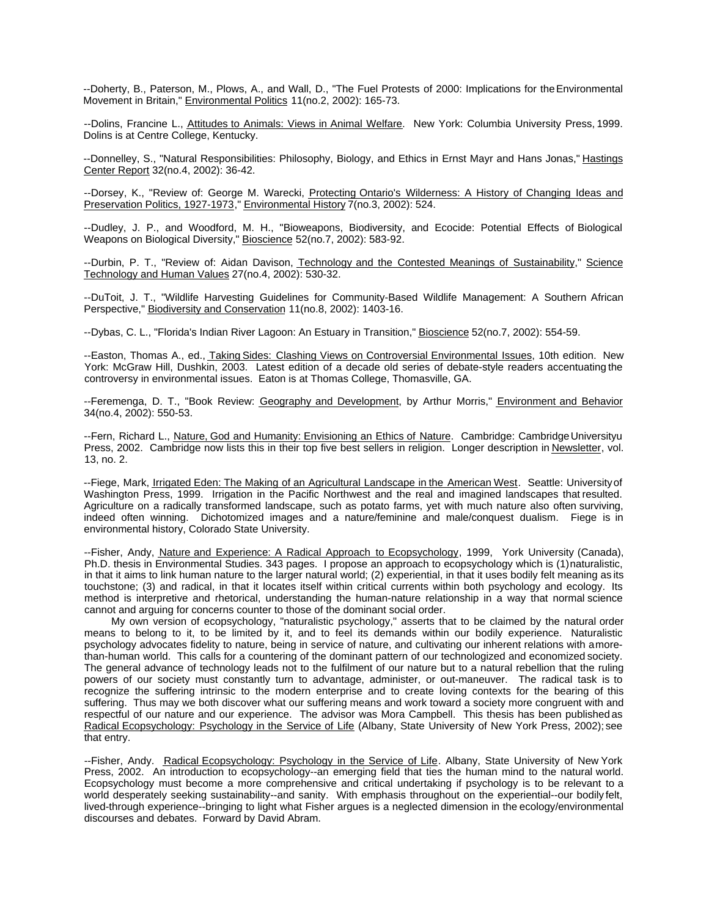--Doherty, B., Paterson, M., Plows, A., and Wall, D., "The Fuel Protests of 2000: Implications for the Environmental Movement in Britain," Environmental Politics 11(no.2, 2002): 165-73.

--Dolins, Francine L., Attitudes to Animals: Views in Animal Welfare. New York: Columbia University Press, 1999. Dolins is at Centre College, Kentucky.

--Donnelley, S., "Natural Responsibilities: Philosophy, Biology, and Ethics in Ernst Mayr and Hans Jonas," Hastings Center Report 32(no.4, 2002): 36-42.

--Dorsey, K., "Review of: George M. Warecki, Protecting Ontario's Wilderness: A History of Changing Ideas and Preservation Politics, 1927-1973," Environmental History 7(no.3, 2002): 524.

--Dudley, J. P., and Woodford, M. H., "Bioweapons, Biodiversity, and Ecocide: Potential Effects of Biological Weapons on Biological Diversity," Bioscience 52(no.7, 2002): 583-92.

--Durbin, P. T., "Review of: Aidan Davison, Technology and the Contested Meanings of Sustainability," Science Technology and Human Values 27(no.4, 2002): 530-32.

--DuToit, J. T., "Wildlife Harvesting Guidelines for Community-Based Wildlife Management: A Southern African Perspective," Biodiversity and Conservation 11(no.8, 2002): 1403-16.

--Dybas, C. L., "Florida's Indian River Lagoon: An Estuary in Transition," Bioscience 52(no.7, 2002): 554-59.

--Easton, Thomas A., ed., Taking Sides: Clashing Views on Controversial Environmental Issues, 10th edition. New York: McGraw Hill, Dushkin, 2003. Latest edition of a decade old series of debate-style readers accentuating the controversy in environmental issues. Eaton is at Thomas College, Thomasville, GA.

--Feremenga, D. T., "Book Review: Geography and Development, by Arthur Morris," Environment and Behavior 34(no.4, 2002): 550-53.

--Fern, Richard L., Nature, God and Humanity: Envisioning an Ethics of Nature. Cambridge: Cambridge Universityu Press, 2002. Cambridge now lists this in their top five best sellers in religion. Longer description in Newsletter, vol. 13, no. 2.

--Fiege, Mark, Irrigated Eden: The Making of an Agricultural Landscape in the American West. Seattle: University of Washington Press, 1999. Irrigation in the Pacific Northwest and the real and imagined landscapes that resulted. Agriculture on a radically transformed landscape, such as potato farms, yet with much nature also often surviving, indeed often winning. Dichotomized images and a nature/feminine and male/conquest dualism. Fiege is in environmental history, Colorado State University.

--Fisher, Andy, Nature and Experience: A Radical Approach to Ecopsychology, 1999, York University (Canada), Ph.D. thesis in Environmental Studies. 343 pages. I propose an approach to ecopsychology which is (1) naturalistic, in that it aims to link human nature to the larger natural world; (2) experiential, in that it uses bodily felt meaning as its touchstone; (3) and radical, in that it locates itself within critical currents within both psychology and ecology. Its method is interpretive and rhetorical, understanding the human-nature relationship in a way that normal science cannot and arguing for concerns counter to those of the dominant social order.

My own version of ecopsychology, "naturalistic psychology," asserts that to be claimed by the natural order means to belong to it, to be limited by it, and to feel its demands within our bodily experience. Naturalistic psychology advocates fidelity to nature, being in service of nature, and cultivating our inherent relations with a more-than-human world. This calls for a countering of the dominant pattern of our technologized and economized society. The general advance of technology leads not to the fulfilment of our nature but to a natural rebellion that the ruling powers of our society must constantly turn to advantage, administer, or out-maneuver. The radical task is to recognize the suffering intrinsic to the modern enterprise and to create loving contexts for the bearing of this suffering. Thus may we both discover what our suffering means and work toward a society more congruent with and respectful of our nature and our experience. The advisor was Mora Campbell. This thesis has been published as Radical Ecopsychology: Psychology in the Service of Life (Albany, State University of New York Press, 2002); see that entry.

--Fisher, Andy. Radical Ecopsychology: Psychology in the Service of Life. Albany, State University of New York Press, 2002. An introduction to ecopsychology--an emerging field that ties the human mind to the natural world. Ecopsychology must become a more comprehensive and critical undertaking if psychology is to be relevant to a world desperately seeking sustainability--and sanity. With emphasis throughout on the experiential--our bodily felt, lived-through experience--bringing to light what Fisher argues is a neglected dimension in the ecology/environmental discourses and debates. Forward by David Abram.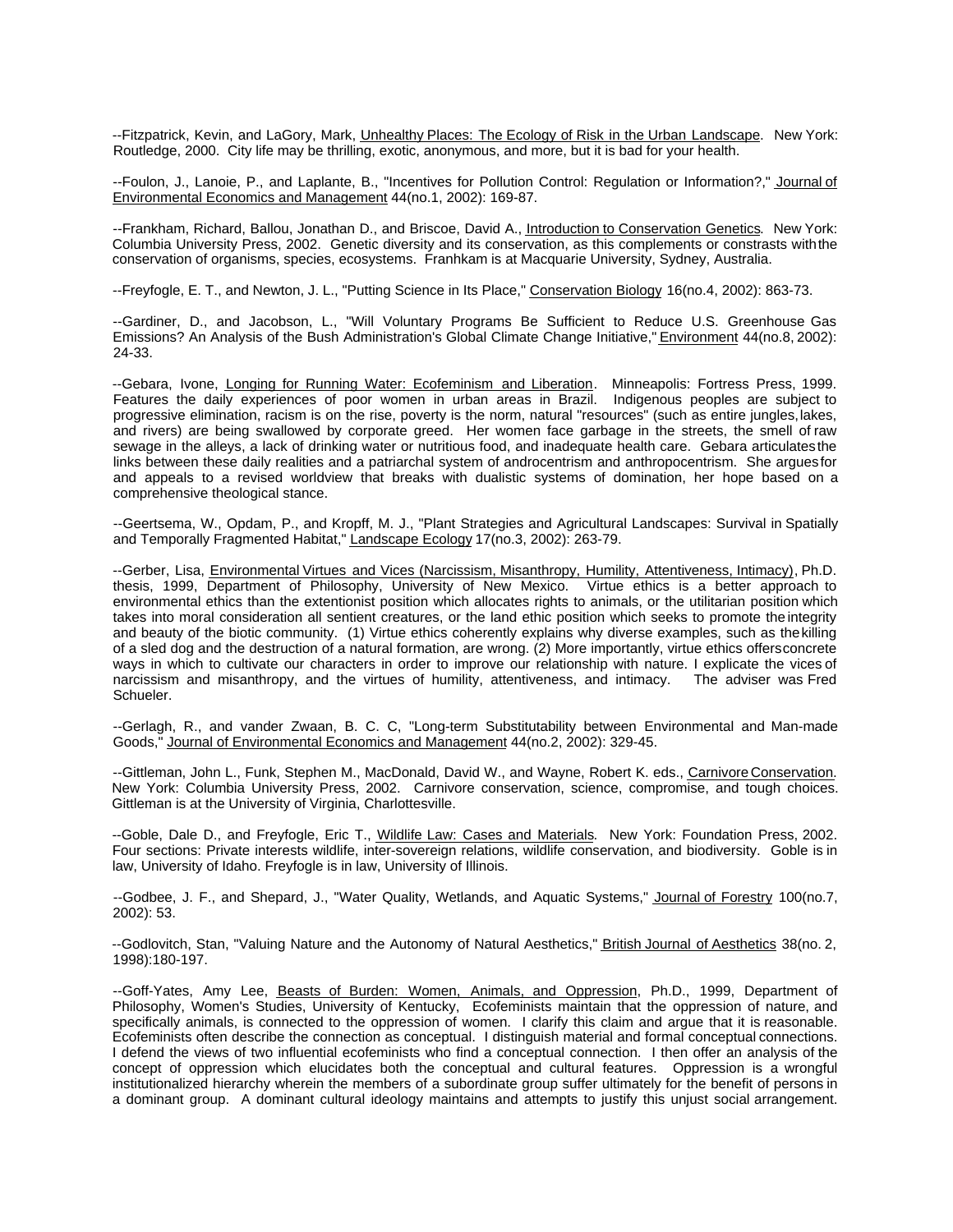--Fitzpatrick, Kevin, and LaGory, Mark, Unhealthy Places: The Ecology of Risk in the Urban Landscape. New York: Routledge, 2000. City life may be thrilling, exotic, anonymous, and more, but it is bad for your health.

--Foulon, J., Lanoie, P., and Laplante, B., "Incentives for Pollution Control: Regulation or Information?," Journal of Environmental Economics and Management 44(no.1, 2002): 169-87.

--Frankham, Richard, Ballou, Jonathan D., and Briscoe, David A., Introduction to Conservation Genetics. New York: Columbia University Press, 2002. Genetic diversity and its conservation, as this complements or constrasts with the conservation of organisms, species, ecosystems. Franhkam is at Macquarie University, Sydney, Australia.

--Freyfogle, E. T., and Newton, J. L., "Putting Science in Its Place," Conservation Biology 16(no.4, 2002): 863-73.

--Gardiner, D., and Jacobson, L., "Will Voluntary Programs Be Sufficient to Reduce U.S. Greenhouse Gas Emissions? An Analysis of the Bush Administration's Global Climate Change Initiative," Environment 44(no.8, 2002): 24-33.

--Gebara, Ivone, Longing for Running Water: Ecofeminism and Liberation. Minneapolis: Fortress Press, 1999. Features the daily experiences of poor women in urban areas in Brazil. Indigenous peoples are subject to progressive elimination, racism is on the rise, poverty is the norm, natural "resources" (such as entire jungles, lakes, and rivers) are being swallowed by corporate greed. Her women face garbage in the streets, the smell of raw sewage in the alleys, a lack of drinking water or nutritious food, and inadequate health care. Gebara articulates the links between these daily realities and a patriarchal system of androcentrism and anthropocentrism. She argues for and appeals to a revised worldview that breaks with dualistic systems of domination, her hope based on a comprehensive theological stance.

--Geertsema, W., Opdam, P., and Kropff, M. J., "Plant Strategies and Agricultural Landscapes: Survival in Spatially and Temporally Fragmented Habitat," Landscape Ecology 17(no.3, 2002): 263-79.

--Gerber, Lisa, Environmental Virtues and Vices (Narcissism, Misanthropy, Humility, Attentiveness, Intimacy), Ph.D. thesis, 1999, Department of Philosophy, University of New Mexico. Virtue ethics is a better approach to environmental ethics than the extentionist position which allocates rights to animals, or the utilitarian position which takes into moral consideration all sentient creatures, or the land ethic position which seeks to promote the integrity and beauty of the biotic community. (1) Virtue ethics coherently explains why diverse examples, such as the killing of a sled dog and the destruction of a natural formation, are wrong. (2) More importantly, virtue ethics offers concrete ways in which to cultivate our characters in order to improve our relationship with nature. I explicate the vices of narcissism and misanthropy, and the virtues of humility, attentiveness, and intimacy. The adviser was Fred Schueler.

--Gerlagh, R., and vander Zwaan, B. C. C, "Long-term Substitutability between Environmental and Man-made Goods," Journal of Environmental Economics and Management 44(no.2, 2002): 329-45.

--Gittleman, John L., Funk, Stephen M., MacDonald, David W., and Wayne, Robert K. eds., Carnivore Conservation. New York: Columbia University Press, 2002. Carnivore conservation, science, compromise, and tough choices. Gittleman is at the University of Virginia, Charlottesville.

--Goble, Dale D., and Freyfogle, Eric T., Wildlife Law: Cases and Materials. New York: Foundation Press, 2002. Four sections: Private interests wildlife, inter-sovereign relations, wildlife conservation, and biodiversity. Goble is in law, University of Idaho. Freyfogle is in law, University of Illinois.

--Godbee, J. F., and Shepard, J., "Water Quality, Wetlands, and Aquatic Systems," Journal of Forestry 100(no.7, 2002): 53.

--Godlovitch, Stan, "Valuing Nature and the Autonomy of Natural Aesthetics," British Journal of Aesthetics 38(no. 2, 1998):180-197.

--Goff-Yates, Amy Lee, Beasts of Burden: Women, Animals, and Oppression, Ph.D., 1999, Department of Philosophy, Women's Studies, University of Kentucky, Ecofeminists maintain that the oppression of nature, and specifically animals, is connected to the oppression of women. I clarify this claim and argue that it is reasonable. Ecofeminists often describe the connection as conceptual. I distinguish material and formal conceptual connections. I defend the views of two influential ecofeminists who find a conceptual connection. I then offer an analysis of the concept of oppression which elucidates both the conceptual and cultural features. Oppression is a wrongful institutionalized hierarchy wherein the members of a subordinate group suffer ultimately for the benefit of persons in a dominant group. A dominant cultural ideology maintains and attempts to justify this unjust social arrangement.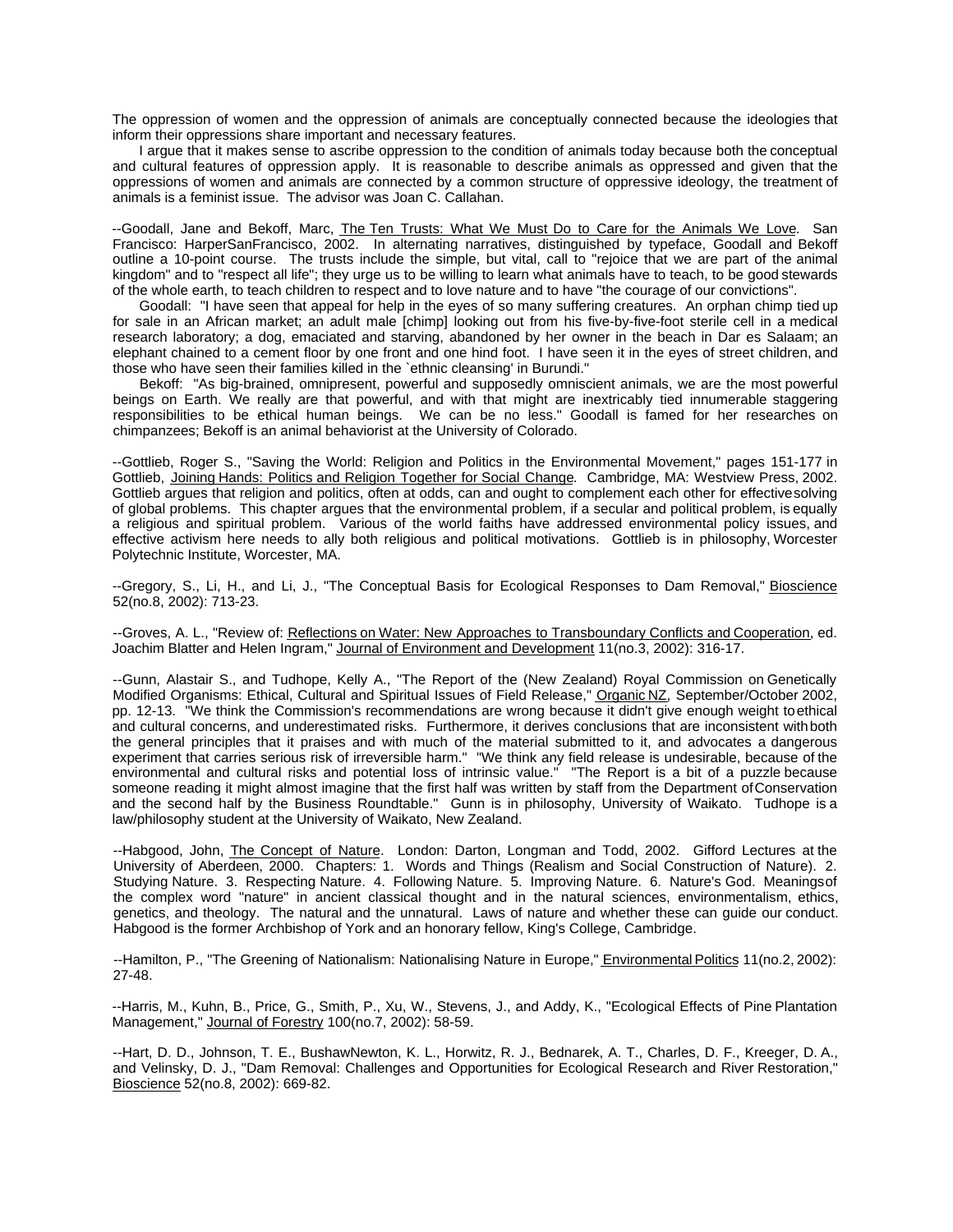The oppression of women and the oppression of animals are conceptually connected because the ideologies that inform their oppressions share important and necessary features.

I argue that it makes sense to ascribe oppression to the condition of animals today because both the conceptual and cultural features of oppression apply. It is reasonable to describe animals as oppressed and given that the oppressions of women and animals are connected by a common structure of oppressive ideology, the treatment of animals is a feminist issue. The advisor was Joan C. Callahan.

--Goodall, Jane and Bekoff, Marc, The Ten Trusts: What We Must Do to Care for the Animals We Love. San Francisco: HarperSanFrancisco, 2002. In alternating narratives, distinguished by typeface, Goodall and Bekoff outline a 10-point course. The trusts include the simple, but vital, call to "rejoice that we are part of the animal kingdom" and to "respect all life"; they urge us to be willing to learn what animals have to teach, to be good stewards of the whole earth, to teach children to respect and to love nature and to have "the courage of our convictions".

Goodall: "I have seen that appeal for help in the eyes of so many suffering creatures. An orphan chimp tied up for sale in an African market; an adult male [chimp] looking out from his five-by-five-foot sterile cell in a medical research laboratory; a dog, emaciated and starving, abandoned by her owner in the beach in Dar es Salaam; an elephant chained to a cement floor by one front and one hind foot. I have seen it in the eyes of street children, and those who have seen their families killed in the `ethnic cleansing' in Burundi."

Bekoff: "As big-brained, omnipresent, powerful and supposedly omniscient animals, we are the most powerful beings on Earth. We really are that powerful, and with that might are inextricably tied innumerable staggering responsibilities to be ethical human beings. We can be no less." Goodall is famed for her researches on chimpanzees; Bekoff is an animal behaviorist at the University of Colorado.

--Gottlieb, Roger S., "Saving the World: Religion and Politics in the Environmental Movement," pages 151-177 in Gottlieb, Joining Hands: Politics and Religion Together for Social Change. Cambridge, MA: Westview Press, 2002. Gottlieb argues that religion and politics, often at odds, can and ought to complement each other for effective solving of global problems. This chapter argues that the environmental problem, if a secular and political problem, is equally a religious and spiritual problem. Various of the world faiths have addressed environmental policy issues, and effective activism here needs to ally both religious and political motivations. Gottlieb is in philosophy, Worcester Polytechnic Institute, Worcester, MA.

--Gregory, S., Li, H., and Li, J., "The Conceptual Basis for Ecological Responses to Dam Removal," Bioscience 52(no.8, 2002): 713-23.

--Groves, A. L., "Review of: Reflections on Water: New Approaches to Transboundary Conflicts and Cooperation, ed. Joachim Blatter and Helen Ingram," Journal of Environment and Development 11(no.3, 2002): 316-17.

--Gunn, Alastair S., and Tudhope, Kelly A., "The Report of the (New Zealand) Royal Commission on Genetically Modified Organisms: Ethical, Cultural and Spiritual Issues of Field Release," Organic NZ, September/October 2002, pp. 12-13. "We think the Commission's recommendations are wrong because it didn't give enough weight to ethical and cultural concerns, and underestimated risks. Furthermore, it derives conclusions that are inconsistent with both the general principles that it praises and with much of the material submitted to it, and advocates a dangerous experiment that carries serious risk of irreversible harm." "We think any field release is undesirable, because of the environmental and cultural risks and potential loss of intrinsic value." "The Report is a bit of a puzzle because someone reading it might almost imagine that the first half was written by staff from the Department of Conservation and the second half by the Business Roundtable." Gunn is in philosophy, University of Waikato. Tudhope is a law/philosophy student at the University of Waikato, New Zealand.

--Habgood, John, The Concept of Nature. London: Darton, Longman and Todd, 2002. Gifford Lectures at the University of Aberdeen, 2000. Chapters: 1. Words and Things (Realism and Social Construction of Nature). 2. Studying Nature. 3. Respecting Nature. 4. Following Nature. 5. Improving Nature. 6. Nature's God. Meanings of the complex word "nature" in ancient classical thought and in the natural sciences, environmentalism, ethics, genetics, and theology. The natural and the unnatural. Laws of nature and whether these can guide our conduct. Habgood is the former Archbishop of York and an honorary fellow, King's College, Cambridge.

--Hamilton, P., "The Greening of Nationalism: Nationalising Nature in Europe," Environmental Politics 11(no.2, 2002): 27-48.

--Harris, M., Kuhn, B., Price, G., Smith, P., Xu, W., Stevens, J., and Addy, K., "Ecological Effects of Pine Plantation Management," Journal of Forestry 100(no.7, 2002): 58-59.

--Hart, D. D., Johnson, T. E., BushawNewton, K. L., Horwitz, R. J., Bednarek, A. T., Charles, D. F., Kreeger, D. A., and Velinsky, D. J., "Dam Removal: Challenges and Opportunities for Ecological Research and River Restoration," Bioscience 52(no.8, 2002): 669-82.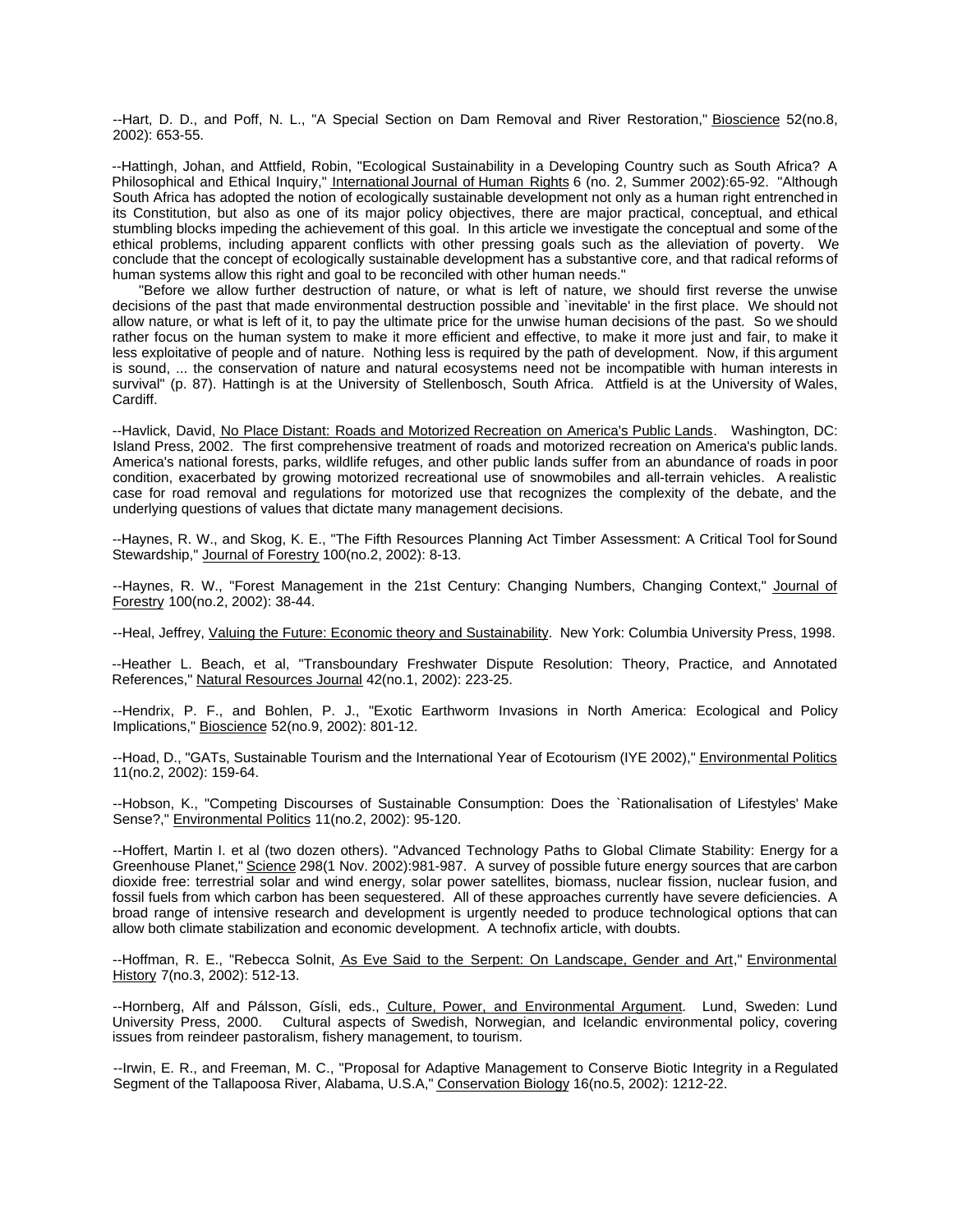--Hart, D. D., and Poff, N. L., "A Special Section on Dam Removal and River Restoration," Bioscience 52(no.8, 2002): 653-55.

--Hattingh, Johan, and Attfield, Robin, "Ecological Sustainability in a Developing Country such as South Africa? A Philosophical and Ethical Inquiry," International Journal of Human Rights 6 (no. 2, Summer 2002):65-92. "Although South Africa has adopted the notion of ecologically sustainable development not only as a human right entrenched in its Constitution, but also as one of its major policy objectives, there are major practical, conceptual, and ethical stumbling blocks impeding the achievement of this goal. In this article we investigate the conceptual and some of the ethical problems, including apparent conflicts with other pressing goals such as the alleviation of poverty. We conclude that the concept of ecologically sustainable development has a substantive core, and that radical reforms of human systems allow this right and goal to be reconciled with other human needs."

"Before we allow further destruction of nature, or what is left of nature, we should first reverse the unwise decisions of the past that made environmental destruction possible and `inevitable' in the first place. We should not allow nature, or what is left of it, to pay the ultimate price for the unwise human decisions of the past. So we should rather focus on the human system to make it more efficient and effective, to make it more just and fair, to make it less exploitative of people and of nature. Nothing less is required by the path of development. Now, if this argument is sound, ... the conservation of nature and natural ecosystems need not be incompatible with human interests in survival" (p. 87). Hattingh is at the University of Stellenbosch, South Africa. Attfield is at the University of Wales, Cardiff.

--Havlick, David, No Place Distant: Roads and Motorized Recreation on America's Public Lands. Washington, DC: Island Press, 2002. The first comprehensive treatment of roads and motorized recreation on America's public lands. America's national forests, parks, wildlife refuges, and other public lands suffer from an abundance of roads in poor condition, exacerbated by growing motorized recreational use of snowmobiles and all-terrain vehicles. A realistic case for road removal and regulations for motorized use that recognizes the complexity of the debate, and the underlying questions of values that dictate many management decisions.

--Haynes, R. W., and Skog, K. E., "The Fifth Resources Planning Act Timber Assessment: A Critical Tool for Sound Stewardship," Journal of Forestry 100(no.2, 2002): 8-13.

--Haynes, R. W., "Forest Management in the 21st Century: Changing Numbers, Changing Context," Journal of Forestry 100(no.2, 2002): 38-44.

--Heal, Jeffrey, Valuing the Future: Economic theory and Sustainability. New York: Columbia University Press, 1998.

--Heather L. Beach, et al, "Transboundary Freshwater Dispute Resolution: Theory, Practice, and Annotated References," Natural Resources Journal 42(no.1, 2002): 223-25.

--Hendrix, P. F., and Bohlen, P. J., "Exotic Earthworm Invasions in North America: Ecological and Policy Implications," Bioscience 52(no.9, 2002): 801-12.

--Hoad, D., "GATs, Sustainable Tourism and the International Year of Ecotourism (IYE 2002)," Environmental Politics 11(no.2, 2002): 159-64.

--Hobson, K., "Competing Discourses of Sustainable Consumption: Does the `Rationalisation of Lifestyles' Make Sense?," Environmental Politics 11(no.2, 2002): 95-120.

--Hoffert, Martin I. et al (two dozen others). "Advanced Technology Paths to Global Climate Stability: Energy for a Greenhouse Planet," Science 298(1 Nov. 2002):981-987. A survey of possible future energy sources that are carbon dioxide free: terrestrial solar and wind energy, solar power satellites, biomass, nuclear fission, nuclear fusion, and fossil fuels from which carbon has been sequestered. All of these approaches currently have severe deficiencies. A broad range of intensive research and development is urgently needed to produce technological options that can allow both climate stabilization and economic development. A technofix article, with doubts.

--Hoffman, R. E., "Rebecca Solnit, As Eve Said to the Serpent: On Landscape, Gender and Art," Environmental History 7(no.3, 2002): 512-13.

--Hornberg, Alf and Pálsson, Gísli, eds., Culture, Power, and Environmental Argument. Lund, Sweden: Lund University Press, 2000. Cultural aspects of Swedish, Norwegian, and Icelandic environmental policy, covering issues from reindeer pastoralism, fishery management, to tourism.

--Irwin, E. R., and Freeman, M. C., "Proposal for Adaptive Management to Conserve Biotic Integrity in a Regulated Segment of the Tallapoosa River, Alabama, U.S.A," Conservation Biology 16(no.5, 2002): 1212-22.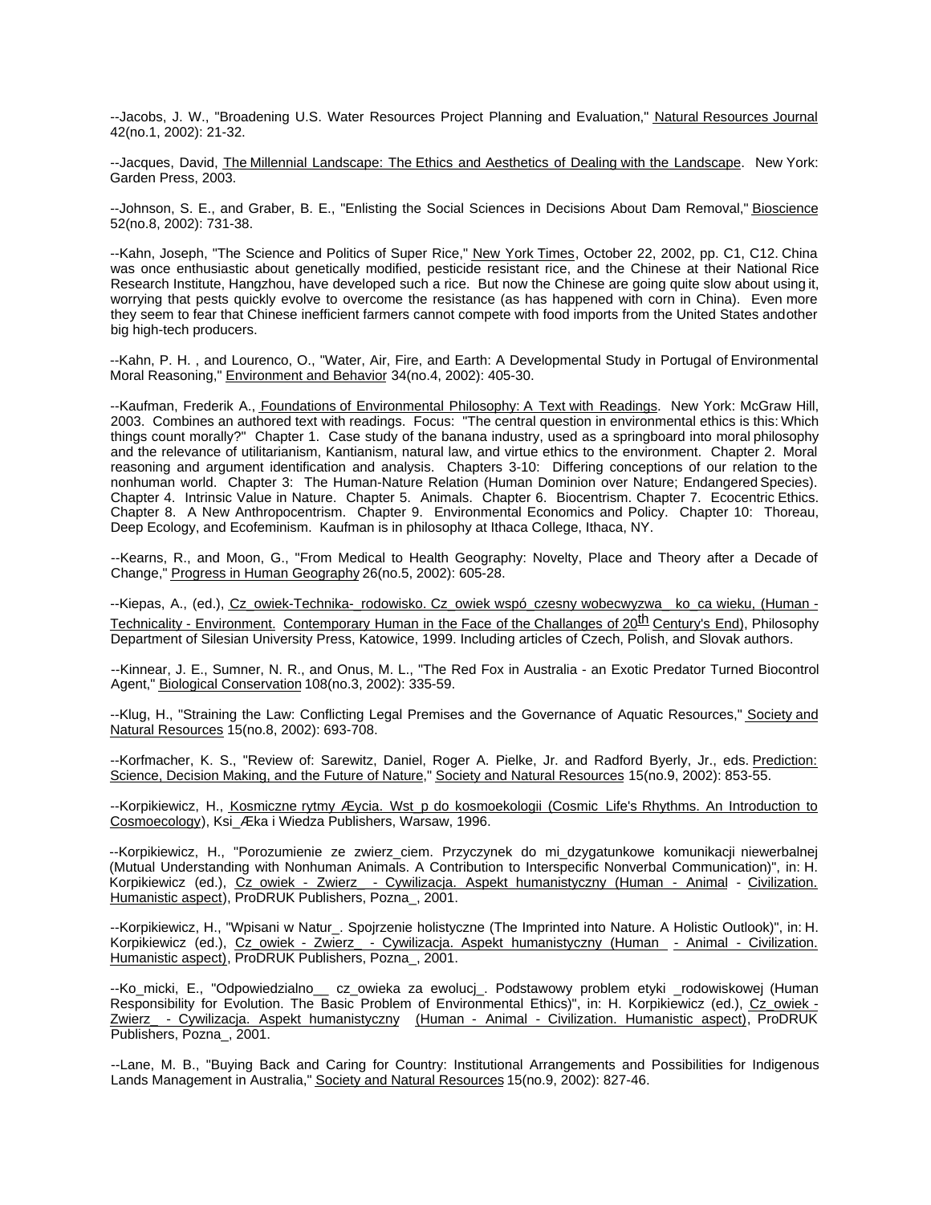--Jacobs, J. W., "Broadening U.S. Water Resources Project Planning and Evaluation," Natural Resources Journal 42(no.1, 2002): 21-32.

--Jacques, David, The Millennial Landscape: The Ethics and Aesthetics of Dealing with the Landscape. New York: Garden Press, 2003.

--Johnson, S. E., and Graber, B. E., "Enlisting the Social Sciences in Decisions About Dam Removal," Bioscience 52(no.8, 2002): 731-38.

--Kahn, Joseph, "The Science and Politics of Super Rice," New York Times, October 22, 2002, pp. C1, C12. China was once enthusiastic about genetically modified, pesticide resistant rice, and the Chinese at their National Rice Research Institute, Hangzhou, have developed such a rice. But now the Chinese are going quite slow about using it, worrying that pests quickly evolve to overcome the resistance (as has happened with corn in China). Even more they seem to fear that Chinese inefficient farmers cannot compete with food imports from the United States andother big high-tech producers.

--Kahn, P. H. , and Lourenco, O., "Water, Air, Fire, and Earth: A Developmental Study in Portugal of Environmental Moral Reasoning," Environment and Behavior 34(no.4, 2002): 405-30.

--Kaufman, Frederik A., Foundations of Environmental Philosophy: A Text with Readings. New York: McGraw Hill, 2003. Combines an authored text with readings. Focus: "The central question in environmental ethics is this: Which things count morally?" Chapter 1. Case study of the banana industry, used as a springboard into moral philosophy and the relevance of utilitarianism, Kantianism, natural law, and virtue ethics to the environment. Chapter 2. Moral reasoning and argument identification and analysis. Chapters 3-10: Differing conceptions of our relation to the nonhuman world. Chapter 3: The Human-Nature Relation (Human Dominion over Nature; Endangered Species). Chapter 4. Intrinsic Value in Nature. Chapter 5. Animals. Chapter 6. Biocentrism. Chapter 7. Ecocentric Ethics. Chapter 8. A New Anthropocentrism. Chapter 9. Environmental Economics and Policy. Chapter 10: Thoreau, Deep Ecology, and Ecofeminism. Kaufman is in philosophy at Ithaca College, Ithaca, NY.

--Kearns, R., and Moon, G., "From Medical to Health Geography: Novelty, Place and Theory after a Decade of Change," Progress in Human Geography 26(no.5, 2002): 605-28.

--Kiepas, A., (ed.), Cz_owiek-Technika-_rodowisko. Cz_owiek wspó_czesny wobecwyzwa_ ko_ca wieku, (Human - Technicality - Environment. Contemporary Human in the Face of the Challanges of 20th Century's End), Philosophy Department of Silesian University Press, Katowice, 1999. Including articles of Czech, Polish, and Slovak authors.

--Kinnear, J. E., Sumner, N. R., and Onus, M. L., "The Red Fox in Australia - an Exotic Predator Turned Biocontrol Agent," Biological Conservation 108(no.3, 2002): 335-59.

--Klug, H., "Straining the Law: Conflicting Legal Premises and the Governance of Aquatic Resources," Society and Natural Resources 15(no.8, 2002): 693-708.

--Korfmacher, K. S., "Review of: Sarewitz, Daniel, Roger A. Pielke, Jr. and Radford Byerly, Jr., eds. Prediction: Science, Decision Making, and the Future of Nature," Society and Natural Resources 15(no.9, 2002): 853-55.

--Korpikiewicz, H., Kosmiczne rytmy Æycia. Wst_p do kosmoekologii (Cosmic Life's Rhythms. An Introduction to Cosmoecology), Ksi_Æka i Wiedza Publishers, Warsaw, 1996.

--Korpikiewicz, H., "Porozumienie ze zwierz_ciem. Przyczynek do mi_dzygatunkowe komunikacji niewerbalnej (Mutual Understanding with Nonhuman Animals. A Contribution to Interspecific Nonverbal Communication)", in: H. Korpikiewicz (ed.), Cz_owiek - Zwierz_ - Cywilizacja. Aspekt humanistyczny (Human - Animal - Civilization. Humanistic aspect), ProDRUK Publishers, Pozna_, 2001.

--Korpikiewicz, H., "Wpisani w Natur_. Spojrzenie holistyczne (The Imprinted into Nature. A Holistic Outlook)", in: H. Korpikiewicz (ed.), Cz_owiek - Zwierz_ - Cywilizacja. Aspekt humanistyczny (Human - Animal - Civilization. Humanistic aspect), ProDRUK Publishers, Pozna_, 2001.

--Ko_micki, E., "Odpowiedzialno__ cz_owieka za ewolucj_. Podstawowy problem etyki _rodowiskowej (Human Responsibility for Evolution. The Basic Problem of Environmental Ethics)", in: H. Korpikiewicz (ed.), Cz_owiek - Zwierz_ - Cywilizacja. Aspekt humanistyczny (Human - Animal - Civilization. Humanistic aspect), ProDRUK Publishers, Pozna_, 2001.

--Lane, M. B., "Buying Back and Caring for Country: Institutional Arrangements and Possibilities for Indigenous Lands Management in Australia," Society and Natural Resources 15(no.9, 2002): 827-46.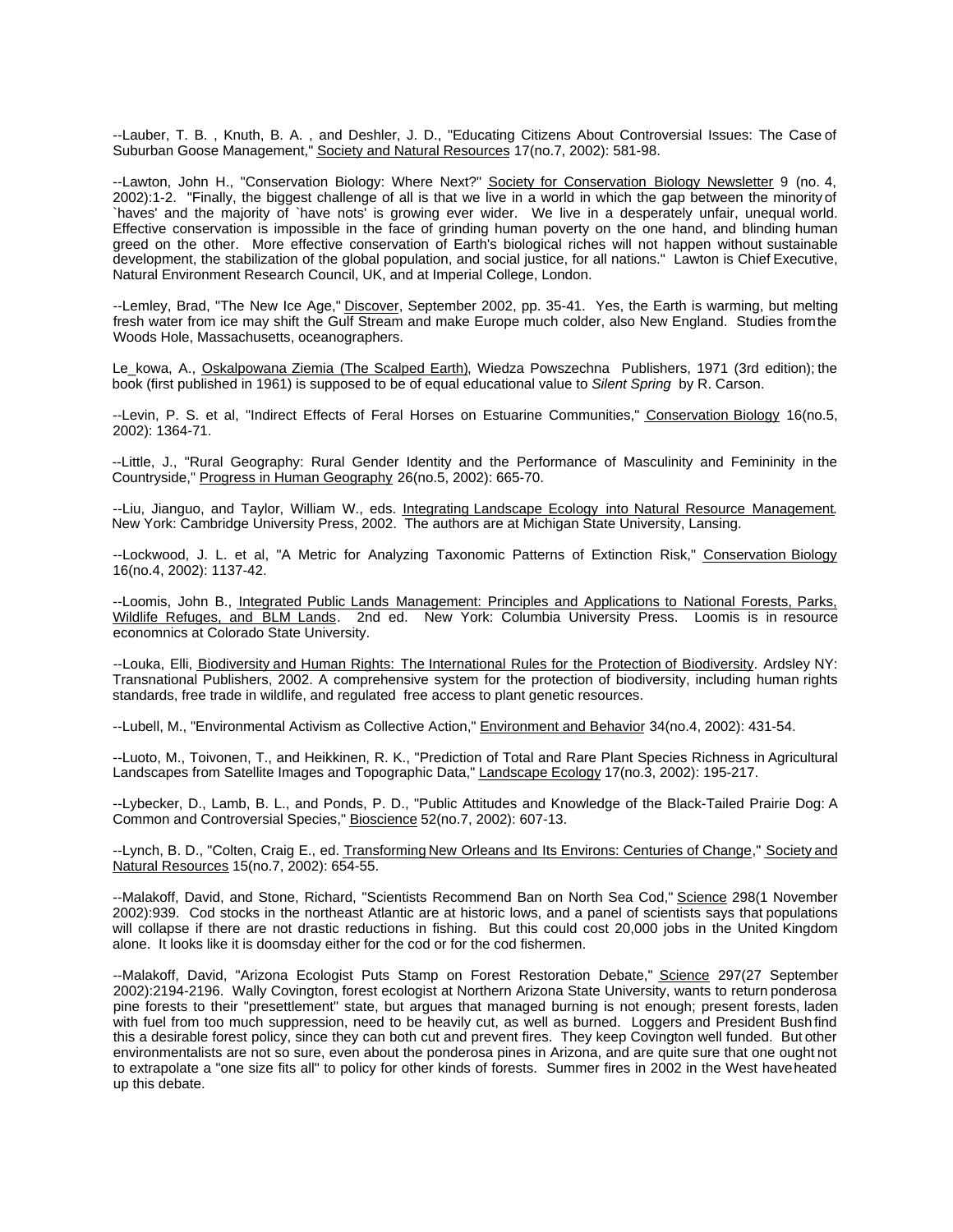--Lauber, T. B. , Knuth, B. A. , and Deshler, J. D., "Educating Citizens About Controversial Issues: The Case of Suburban Goose Management," Society and Natural Resources 17(no.7, 2002): 581-98.

--Lawton, John H., "Conservation Biology: Where Next?" Society for Conservation Biology Newsletter 9 (no. 4, 2002):1-2. "Finally, the biggest challenge of all is that we live in a world in which the gap between the minority of `haves' and the majority of `have nots' is growing ever wider. We live in a desperately unfair, unequal world. Effective conservation is impossible in the face of grinding human poverty on the one hand, and blinding human greed on the other. More effective conservation of Earth's biological riches will not happen without sustainable development, the stabilization of the global population, and social justice, for all nations." Lawton is Chief Executive, Natural Environment Research Council, UK, and at Imperial College, London.

--Lemley, Brad, "The New Ice Age," Discover, September 2002, pp. 35-41. Yes, the Earth is warming, but melting fresh water from ice may shift the Gulf Stream and make Europe much colder, also New England. Studies from the Woods Hole, Massachusetts, oceanographers.

Le_kowa, A., Oskalpowana Ziemia (The Scalped Earth), Wiedza Powszechna Publishers, 1971 (3rd edition); the book (first published in 1961) is supposed to be of equal educational value to *Silent Spring* by R. Carson.

--Levin, P. S. et al, "Indirect Effects of Feral Horses on Estuarine Communities," Conservation Biology 16(no.5, 2002): 1364-71.

--Little, J., "Rural Geography: Rural Gender Identity and the Performance of Masculinity and Femininity in the Countryside," Progress in Human Geography 26(no.5, 2002): 665-70.

--Liu, Jianguo, and Taylor, William W., eds. Integrating Landscape Ecology into Natural Resource Management. New York: Cambridge University Press, 2002. The authors are at Michigan State University, Lansing.

--Lockwood, J. L. et al, "A Metric for Analyzing Taxonomic Patterns of Extinction Risk," Conservation Biology 16(no.4, 2002): 1137-42.

--Loomis, John B., Integrated Public Lands Management: Principles and Applications to National Forests, Parks, Wildlife Refuges, and BLM Lands. 2nd ed. New York: Columbia University Press. Loomis is in resource economnics at Colorado State University.

--Louka, Elli, Biodiversity and Human Rights: The International Rules for the Protection of Biodiversity. Ardsley NY: Transnational Publishers, 2002. A comprehensive system for the protection of biodiversity, including human rights standards, free trade in wildlife, and regulated free access to plant genetic resources.

--Lubell, M., "Environmental Activism as Collective Action," Environment and Behavior 34(no.4, 2002): 431-54.

--Luoto, M., Toivonen, T., and Heikkinen, R. K., "Prediction of Total and Rare Plant Species Richness in Agricultural Landscapes from Satellite Images and Topographic Data," Landscape Ecology 17(no.3, 2002): 195-217.

--Lybecker, D., Lamb, B. L., and Ponds, P. D., "Public Attitudes and Knowledge of the Black-Tailed Prairie Dog: A Common and Controversial Species," Bioscience 52(no.7, 2002): 607-13.

--Lynch, B. D., "Colten, Craig E., ed. Transforming New Orleans and Its Environs: Centuries of Change," Society and Natural Resources 15(no.7, 2002): 654-55.

--Malakoff, David, and Stone, Richard, "Scientists Recommend Ban on North Sea Cod," Science 298(1 November 2002):939. Cod stocks in the northeast Atlantic are at historic lows, and a panel of scientists says that populations will collapse if there are not drastic reductions in fishing. But this could cost 20,000 jobs in the United Kingdom alone. It looks like it is doomsday either for the cod or for the cod fishermen.

--Malakoff, David, "Arizona Ecologist Puts Stamp on Forest Restoration Debate," Science 297(27 September 2002):2194-2196. Wally Covington, forest ecologist at Northern Arizona State University, wants to return ponderosa pine forests to their "presettlement" state, but argues that managed burning is not enough; present forests, laden with fuel from too much suppression, need to be heavily cut, as well as burned. Loggers and President Bush find this a desirable forest policy, since they can both cut and prevent fires. They keep Covington well funded. But other environmentalists are not so sure, even about the ponderosa pines in Arizona, and are quite sure that one ought not to extrapolate a "one size fits all" to policy for other kinds of forests. Summer fires in 2002 in the West have heated up this debate.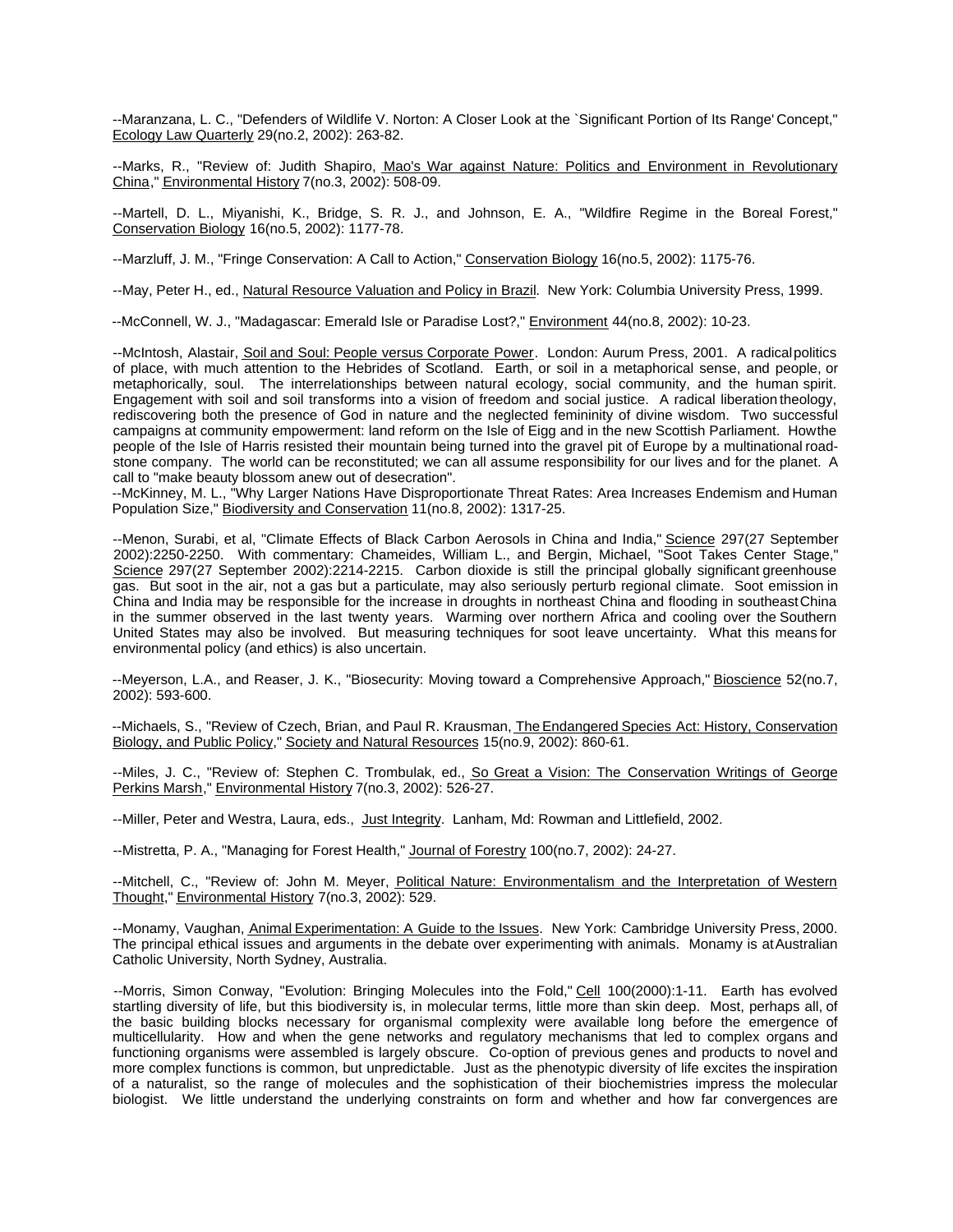--Maranzana, L. C., "Defenders of Wildlife V. Norton: A Closer Look at the `Significant Portion of Its Range' Concept," Ecology Law Quarterly 29(no.2, 2002): 263-82.

--Marks, R., "Review of: Judith Shapiro, Mao's War against Nature: Politics and Environment in Revolutionary China," Environmental History 7(no.3, 2002): 508-09.

--Martell, D. L., Miyanishi, K., Bridge, S. R. J., and Johnson, E. A., "Wildfire Regime in the Boreal Forest," Conservation Biology 16(no.5, 2002): 1177-78.

--Marzluff, J. M., "Fringe Conservation: A Call to Action," Conservation Biology 16(no.5, 2002): 1175-76.

--May, Peter H., ed., Natural Resource Valuation and Policy in Brazil. New York: Columbia University Press, 1999.

--McConnell, W. J., "Madagascar: Emerald Isle or Paradise Lost?," Environment 44(no.8, 2002): 10-23.

--McIntosh, Alastair, Soil and Soul: People versus Corporate Power. London: Aurum Press, 2001. A radical politics of place, with much attention to the Hebrides of Scotland. Earth, or soil in a metaphorical sense, and people, or metaphorically, soul. The interrelationships between natural ecology, social community, and the human spirit. Engagement with soil and soil transforms into a vision of freedom and social justice. A radical liberation theology, rediscovering both the presence of God in nature and the neglected femininity of divine wisdom. Two successful campaigns at community empowerment: land reform on the Isle of Eigg and in the new Scottish Parliament. How the people of the Isle of Harris resisted their mountain being turned into the gravel pit of Europe by a multinational road-stone company. The world can be reconstituted; we can all assume responsibility for our lives and for the planet. A call to "make beauty blossom anew out of desecration".

--McKinney, M. L., "Why Larger Nations Have Disproportionate Threat Rates: Area Increases Endemism and Human Population Size," Biodiversity and Conservation 11(no.8, 2002): 1317-25.

--Menon, Surabi, et al, "Climate Effects of Black Carbon Aerosols in China and India," Science 297(27 September 2002):2250-2250. With commentary: Chameides, William L., and Bergin, Michael, "Soot Takes Center Stage," Science 297(27 September 2002):2214-2215. Carbon dioxide is still the principal globally significant greenhouse gas. But soot in the air, not a gas but a particulate, may also seriously perturb regional climate. Soot emission in China and India may be responsible for the increase in droughts in northeast China and flooding in southeast China in the summer observed in the last twenty years. Warming over northern Africa and cooling over the Southern United States may also be involved. But measuring techniques for soot leave uncertainty. What this means for environmental policy (and ethics) is also uncertain.

--Meyerson, L.A., and Reaser, J. K., "Biosecurity: Moving toward a Comprehensive Approach," Bioscience 52(no.7, 2002): 593-600.

--Michaels, S., "Review of Czech, Brian, and Paul R. Krausman, The Endangered Species Act: History, Conservation Biology, and Public Policy," Society and Natural Resources 15(no.9, 2002): 860-61.

--Miles, J. C., "Review of: Stephen C. Trombulak, ed., So Great a Vision: The Conservation Writings of George Perkins Marsh," Environmental History 7(no.3, 2002): 526-27.

--Miller, Peter and Westra, Laura, eds., Just Integrity. Lanham, Md: Rowman and Littlefield, 2002.

--Mistretta, P. A., "Managing for Forest Health," Journal of Forestry 100(no.7, 2002): 24-27.

--Mitchell, C., "Review of: John M. Meyer, Political Nature: Environmentalism and the Interpretation of Western Thought," Environmental History 7(no.3, 2002): 529.

--Monamy, Vaughan, Animal Experimentation: A Guide to the Issues. New York: Cambridge University Press, 2000. The principal ethical issues and arguments in the debate over experimenting with animals. Monamy is at Australian Catholic University, North Sydney, Australia.

--Morris, Simon Conway, "Evolution: Bringing Molecules into the Fold," Cell 100(2000):1-11. Earth has evolved startling diversity of life, but this biodiversity is, in molecular terms, little more than skin deep. Most, perhaps all, of the basic building blocks necessary for organismal complexity were available long before the emergence of multicellularity. How and when the gene networks and regulatory mechanisms that led to complex organs and functioning organisms were assembled is largely obscure. Co-option of previous genes and products to novel and more complex functions is common, but unpredictable. Just as the phenotypic diversity of life excites the inspiration of a naturalist, so the range of molecules and the sophistication of their biochemistries impress the molecular biologist. We little understand the underlying constraints on form and whether and how far convergences are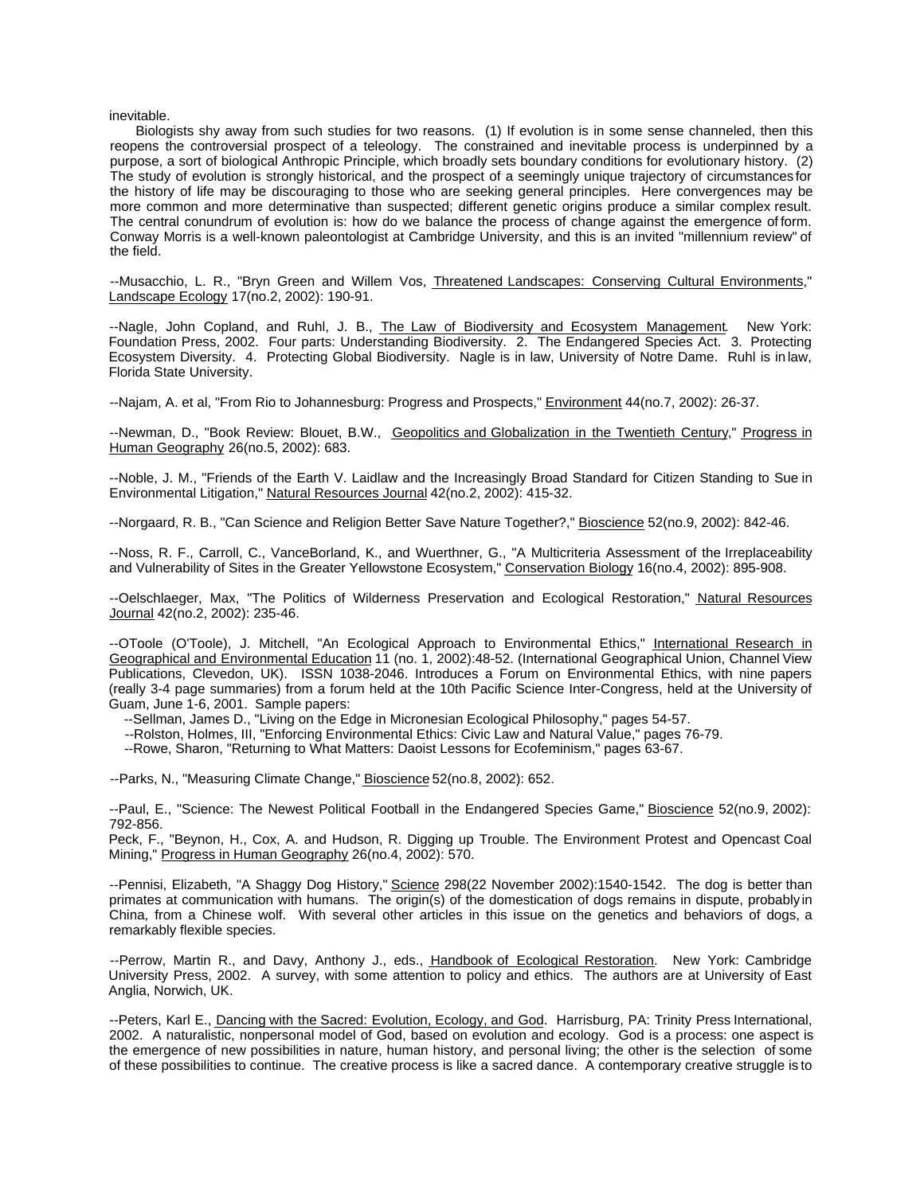inevitable.

Biologists shy away from such studies for two reasons. (1) If evolution is in some sense channeled, then this reopens the controversial prospect of a teleology. The constrained and inevitable process is underpinned by a purpose, a sort of biological Anthropic Principle, which broadly sets boundary conditions for evolutionary history. (2) The study of evolution is strongly historical, and the prospect of a seemingly unique trajectory of circumstances for the history of life may be discouraging to those who are seeking general principles. Here convergences may be more common and more determinative than suspected; different genetic origins produce a similar complex result. The central conundrum of evolution is: how do we balance the process of change against the emergence of form. Conway Morris is a well-known paleontologist at Cambridge University, and this is an invited "millennium review" of the field.

--Musacchio, L. R., "Bryn Green and Willem Vos, Threatened Landscapes: Conserving Cultural Environments," Landscape Ecology 17(no.2, 2002): 190-91.

--Nagle, John Copland, and Ruhl, J. B., The Law of Biodiversity and Ecosystem Management. New York: Foundation Press, 2002. Four parts: Understanding Biodiversity. 2. The Endangered Species Act. 3. Protecting Ecosystem Diversity. 4. Protecting Global Biodiversity. Nagle is in law, University of Notre Dame. Ruhl is in law, Florida State University.

--Najam, A. et al, "From Rio to Johannesburg: Progress and Prospects," Environment 44(no.7, 2002): 26-37.

--Newman, D., "Book Review: Blouet, B.W., Geopolitics and Globalization in the Twentieth Century," Progress in Human Geography 26(no.5, 2002): 683.

--Noble, J. M., "Friends of the Earth V. Laidlaw and the Increasingly Broad Standard for Citizen Standing to Sue in Environmental Litigation," Natural Resources Journal 42(no.2, 2002): 415-32.

--Norgaard, R. B., "Can Science and Religion Better Save Nature Together?," Bioscience 52(no.9, 2002): 842-46.

--Noss, R. F., Carroll, C., VanceBorland, K., and Wuerthner, G., "A Multicriteria Assessment of the Irreplaceability and Vulnerability of Sites in the Greater Yellowstone Ecosystem," Conservation Biology 16(no.4, 2002): 895-908.

--Oelschlaeger, Max, "The Politics of Wilderness Preservation and Ecological Restoration," Natural Resources Journal 42(no.2, 2002): 235-46.

--OToole (O'Toole), J. Mitchell, "An Ecological Approach to Environmental Ethics," International Research in Geographical and Environmental Education 11 (no. 1, 2002):48-52. (International Geographical Union, Channel View Publications, Clevedon, UK). ISSN 1038-2046. Introduces a Forum on Environmental Ethics, with nine papers (really 3-4 page summaries) from a forum held at the 10th Pacific Science Inter-Congress, held at the University of Guam, June 1-6, 2001. Sample papers:

--Sellman, James D., "Living on the Edge in Micronesian Ecological Philosophy," pages 54-57.
--Rolston, Holmes, III, "Enforcing Environmental Ethics: Civic Law and Natural Value," pages 76-79.
--Rowe, Sharon, "Returning to What Matters: Daoist Lessons for Ecofeminism," pages 63-67.

--Parks, N., "Measuring Climate Change," Bioscience 52(no.8, 2002): 652.

--Paul, E., "Science: The Newest Political Football in the Endangered Species Game," Bioscience 52(no.9, 2002): 792-856.

Peck, F., "Beynon, H., Cox, A. and Hudson, R. Digging up Trouble. The Environment Protest and Opencast Coal Mining," Progress in Human Geography 26(no.4, 2002): 570.

--Pennisi, Elizabeth, "A Shaggy Dog History," Science 298(22 November 2002):1540-1542. The dog is better than primates at communication with humans. The origin(s) of the domestication of dogs remains in dispute, probably in China, from a Chinese wolf. With several other articles in this issue on the genetics and behaviors of dogs, a remarkably flexible species.

--Perrow, Martin R., and Davy, Anthony J., eds., Handbook of Ecological Restoration. New York: Cambridge University Press, 2002. A survey, with some attention to policy and ethics. The authors are at University of East Anglia, Norwich, UK.

--Peters, Karl E., Dancing with the Sacred: Evolution, Ecology, and God. Harrisburg, PA: Trinity Press International, 2002. A naturalistic, nonpersonal model of God, based on evolution and ecology. God is a process: one aspect is the emergence of new possibilities in nature, human history, and personal living; the other is the selection of some of these possibilities to continue. The creative process is like a sacred dance. A contemporary creative struggle is to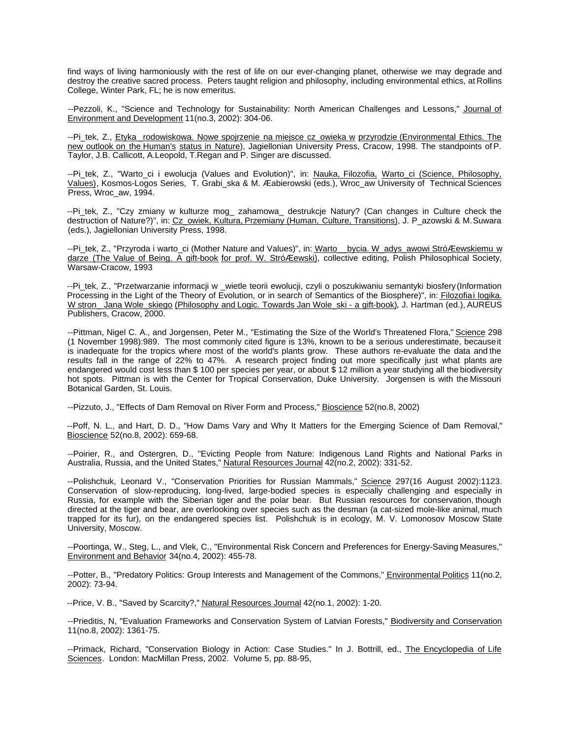find ways of living harmoniously with the rest of life on our ever-changing planet, otherwise we may degrade and destroy the creative sacred process. Peters taught religion and philosophy, including environmental ethics, at Rollins College, Winter Park, FL; he is now emeritus.

--Pezzoli, K., "Science and Technology for Sustainability: North American Challenges and Lessons," Journal of Environment and Development 11(no.3, 2002): 304-06.

--Pi_tek, Z., Etyka _rodowiskowa. Nowe spojrzenie na miejsce cz_owieka w przyrodzie (Environmental Ethics. The new outlook on the Human's status in Nature), Jagiellonian University Press, Cracow, 1998. The standpoints of P. Taylor, J.B. Callicott, A.Leopold, T.Regan and P. Singer are discussed.

--Pi_tek, Z., "Warto_ci i ewolucja (Values and Evolution)", in: Nauka, Filozofia, Warto_ci (Science, Philosophy, Values), Kosmos-Logos Series, T. Grabi_ska & M. Æabierowski (eds.), Wroc_aw University of Technical Sciences Press, Wroc_aw, 1994.

--Pi_tek, Z., "Czy zmiany w kulturze mog_ zahamowa_ destrukcje Natury? (Can changes in Culture check the destruction of Nature?)", in: Cz_owiek, Kultura, Przemiany (Human, Culture, Transitions), J. P_azowski & M. Suwara (eds.), Jagiellonian University Press, 1998.

--Pi_tek, Z., "Przyroda i warto_ci (Mother Nature and Values)", in: Warto__bycia. W_adys_awowi StróÆewskiemu w darze (The Value of Being. A gift-book for prof. W. StróÆewski), collective editing, Polish Philosophical Society, Warsaw-Cracow, 1993

--Pi_tek, Z., "Przetwarzanie informacji w _wietle teorii ewolucji, czyli o poszukiwaniu semantyki biosfery (Information Processing in the Light of the Theory of Evolution, or in search of Semantics of the Biosphere)", in: Filozofia i logika. W stron_ Jana Wole_skiego (Philosophy and Logic. Towards Jan Wole_ski - a gift-book), J. Hartman (ed.), AUREUS Publishers, Cracow, 2000.

--Pittman, Nigel C. A., and Jorgensen, Peter M., "Estimating the Size of the World's Threatened Flora," Science 298 (1 November 1998):989. The most commonly cited figure is 13%, known to be a serious underestimate, because it is inadequate for the tropics where most of the world's plants grow. These authors re-evaluate the data and the results fall in the range of 22% to 47%. A research project finding out more specifically just what plants are endangered would cost less than $ 100 per species per year, or about $ 12 million a year studying all the biodiversity hot spots. Pittman is with the Center for Tropical Conservation, Duke University. Jorgensen is with the Missouri Botanical Garden, St. Louis.

--Pizzuto, J., "Effects of Dam Removal on River Form and Process," Bioscience 52(no.8, 2002)

--Poff, N. L., and Hart, D. D., "How Dams Vary and Why It Matters for the Emerging Science of Dam Removal," Bioscience 52(no.8, 2002): 659-68.

--Poirier, R., and Ostergren, D., "Evicting People from Nature: Indigenous Land Rights and National Parks in Australia, Russia, and the United States," Natural Resources Journal 42(no.2, 2002): 331-52.

--Polishchuk, Leonard V., "Conservation Priorities for Russian Mammals," Science 297(16 August 2002):1123. Conservation of slow-reproducing, long-lived, large-bodied species is especially challenging and especially in Russia, for example with the Siberian tiger and the polar bear. But Russian resources for conservation, though directed at the tiger and bear, are overlooking over species such as the desman (a cat-sized mole-like animal, much trapped for its fur), on the endangered species list. Polishchuk is in ecology, M. V. Lomonosov Moscow State University, Moscow.

--Poortinga, W., Steg, L., and Vlek, C., "Environmental Risk Concern and Preferences for Energy-Saving Measures," Environment and Behavior 34(no.4, 2002): 455-78.

--Potter, B., "Predatory Politics: Group Interests and Management of the Commons," Environmental Politics 11(no.2, 2002): 73-94.

--Price, V. B., "Saved by Scarcity?," Natural Resources Journal 42(no.1, 2002): 1-20.

--Prieditis, N, "Evaluation Frameworks and Conservation System of Latvian Forests," Biodiversity and Conservation 11(no.8, 2002): 1361-75.

--Primack, Richard, "Conservation Biology in Action: Case Studies." In J. Bottrill, ed., The Encyclopedia of Life Sciences. London: MacMillan Press, 2002. Volume 5, pp. 88-95,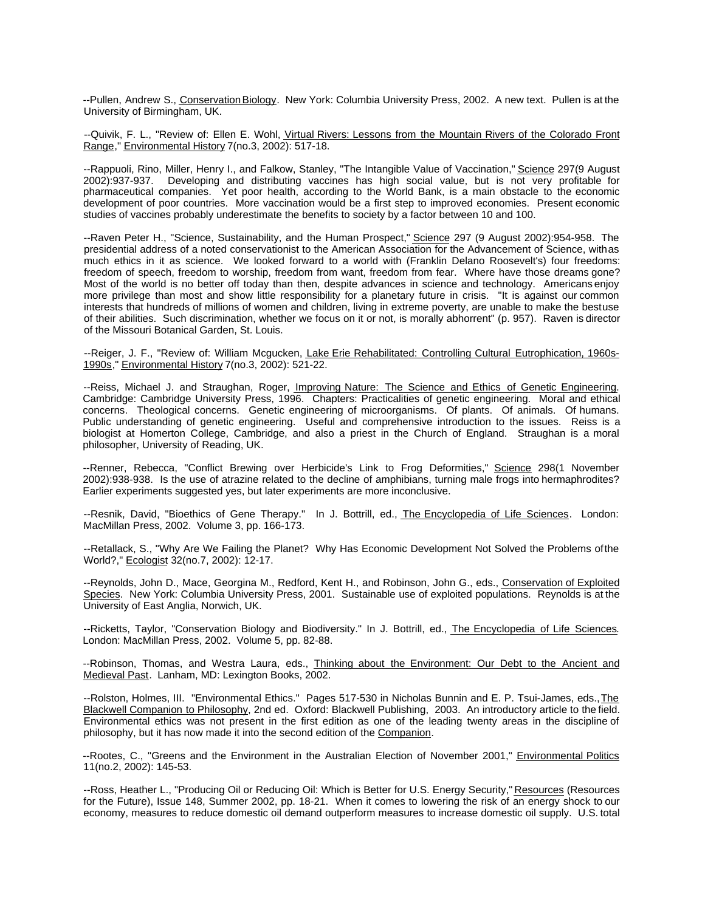--Pullen, Andrew S., Conservation Biology. New York: Columbia University Press, 2002. A new text. Pullen is at the University of Birmingham, UK.

--Quivik, F. L., "Review of: Ellen E. Wohl, Virtual Rivers: Lessons from the Mountain Rivers of the Colorado Front Range," Environmental History 7(no.3, 2002): 517-18.

--Rappuoli, Rino, Miller, Henry I., and Falkow, Stanley, "The Intangible Value of Vaccination," Science 297(9 August 2002):937-937. Developing and distributing vaccines has high social value, but is not very profitable for pharmaceutical companies. Yet poor health, according to the World Bank, is a main obstacle to the economic development of poor countries. More vaccination would be a first step to improved economies. Present economic studies of vaccines probably underestimate the benefits to society by a factor between 10 and 100.

--Raven Peter H., "Science, Sustainability, and the Human Prospect," Science 297 (9 August 2002):954-958. The presidential address of a noted conservationist to the American Association for the Advancement of Science, with as much ethics in it as science. We looked forward to a world with (Franklin Delano Roosevelt's) four freedoms: freedom of speech, freedom to worship, freedom from want, freedom from fear. Where have those dreams gone? Most of the world is no better off today than then, despite advances in science and technology. Americans enjoy more privilege than most and show little responsibility for a planetary future in crisis. "It is against our common interests that hundreds of millions of women and children, living in extreme poverty, are unable to make the best use of their abilities. Such discrimination, whether we focus on it or not, is morally abhorrent" (p. 957). Raven is director of the Missouri Botanical Garden, St. Louis.

--Reiger, J. F., "Review of: William Mcgucken, Lake Erie Rehabilitated: Controlling Cultural Eutrophication, 1960s-1990s," Environmental History 7(no.3, 2002): 521-22.

--Reiss, Michael J. and Straughan, Roger, Improving Nature: The Science and Ethics of Genetic Engineering. Cambridge: Cambridge University Press, 1996. Chapters: Practicalities of genetic engineering. Moral and ethical concerns. Theological concerns. Genetic engineering of microorganisms. Of plants. Of animals. Of humans. Public understanding of genetic engineering. Useful and comprehensive introduction to the issues. Reiss is a biologist at Homerton College, Cambridge, and also a priest in the Church of England. Straughan is a moral philosopher, University of Reading, UK.

--Renner, Rebecca, "Conflict Brewing over Herbicide's Link to Frog Deformities," Science 298(1 November 2002):938-938. Is the use of atrazine related to the decline of amphibians, turning male frogs into hermaphrodites? Earlier experiments suggested yes, but later experiments are more inconclusive.

--Resnik, David, "Bioethics of Gene Therapy." In J. Bottrill, ed., The Encyclopedia of Life Sciences. London: MacMillan Press, 2002. Volume 3, pp. 166-173.

--Retallack, S., "Why Are We Failing the Planet? Why Has Economic Development Not Solved the Problems of the World?," Ecologist 32(no.7, 2002): 12-17.

--Reynolds, John D., Mace, Georgina M., Redford, Kent H., and Robinson, John G., eds., Conservation of Exploited Species. New York: Columbia University Press, 2001. Sustainable use of exploited populations. Reynolds is at the University of East Anglia, Norwich, UK.

--Ricketts, Taylor, "Conservation Biology and Biodiversity." In J. Bottrill, ed., The Encyclopedia of Life Sciences. London: MacMillan Press, 2002. Volume 5, pp. 82-88.

--Robinson, Thomas, and Westra Laura, eds., Thinking about the Environment: Our Debt to the Ancient and Medieval Past. Lanham, MD: Lexington Books, 2002.

--Rolston, Holmes, III. "Environmental Ethics." Pages 517-530 in Nicholas Bunnin and E. P. Tsui-James, eds., The Blackwell Companion to Philosophy, 2nd ed. Oxford: Blackwell Publishing, 2003. An introductory article to the field. Environmental ethics was not present in the first edition as one of the leading twenty areas in the discipline of philosophy, but it has now made it into the second edition of the Companion.

--Rootes, C., "Greens and the Environment in the Australian Election of November 2001," Environmental Politics 11(no.2, 2002): 145-53.

--Ross, Heather L., "Producing Oil or Reducing Oil: Which is Better for U.S. Energy Security," Resources (Resources for the Future), Issue 148, Summer 2002, pp. 18-21. When it comes to lowering the risk of an energy shock to our economy, measures to reduce domestic oil demand outperform measures to increase domestic oil supply. U.S. total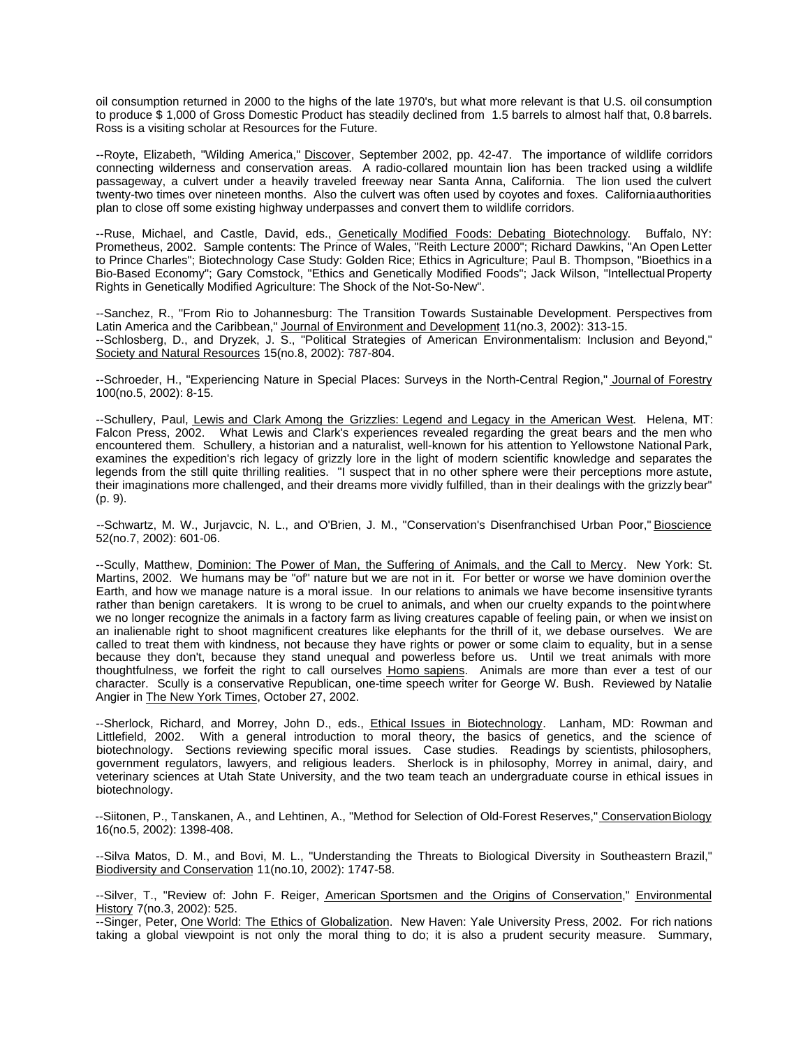oil consumption returned in 2000 to the highs of the late 1970's, but what more relevant is that U.S. oil consumption to produce $ 1,000 of Gross Domestic Product has steadily declined from 1.5 barrels to almost half that, 0.8 barrels. Ross is a visiting scholar at Resources for the Future.

--Royte, Elizabeth, "Wilding America," Discover, September 2002, pp. 42-47. The importance of wildlife corridors connecting wilderness and conservation areas. A radio-collared mountain lion has been tracked using a wildlife passageway, a culvert under a heavily traveled freeway near Santa Anna, California. The lion used the culvert twenty-two times over nineteen months. Also the culvert was often used by coyotes and foxes. California authorities plan to close off some existing highway underpasses and convert them to wildlife corridors.

--Ruse, Michael, and Castle, David, eds., Genetically Modified Foods: Debating Biotechnology. Buffalo, NY: Prometheus, 2002. Sample contents: The Prince of Wales, "Reith Lecture 2000"; Richard Dawkins, "An Open Letter to Prince Charles"; Biotechnology Case Study: Golden Rice; Ethics in Agriculture; Paul B. Thompson, "Bioethics in a Bio-Based Economy"; Gary Comstock, "Ethics and Genetically Modified Foods"; Jack Wilson, "Intellectual Property Rights in Genetically Modified Agriculture: The Shock of the Not-So-New".

--Sanchez, R., "From Rio to Johannesburg: The Transition Towards Sustainable Development. Perspectives from Latin America and the Caribbean," Journal of Environment and Development 11(no.3, 2002): 313-15.

--Schlosberg, D., and Dryzek, J. S., "Political Strategies of American Environmentalism: Inclusion and Beyond," Society and Natural Resources 15(no.8, 2002): 787-804.

--Schroeder, H., "Experiencing Nature in Special Places: Surveys in the North-Central Region," Journal of Forestry 100(no.5, 2002): 8-15.

--Schullery, Paul, Lewis and Clark Among the Grizzlies: Legend and Legacy in the American West. Helena, MT: Falcon Press, 2002. What Lewis and Clark's experiences revealed regarding the great bears and the men who encountered them. Schullery, a historian and a naturalist, well-known for his attention to Yellowstone National Park, examines the expedition's rich legacy of grizzly lore in the light of modern scientific knowledge and separates the legends from the still quite thrilling realities. "I suspect that in no other sphere were their perceptions more astute, their imaginations more challenged, and their dreams more vividly fulfilled, than in their dealings with the grizzly bear" (p. 9).

--Schwartz, M. W., Jurjavcic, N. L., and O'Brien, J. M., "Conservation's Disenfranchised Urban Poor," Bioscience 52(no.7, 2002): 601-06.

--Scully, Matthew, Dominion: The Power of Man, the Suffering of Animals, and the Call to Mercy. New York: St. Martins, 2002. We humans may be "of" nature but we are not in it. For better or worse we have dominion over the Earth, and how we manage nature is a moral issue. In our relations to animals we have become insensitive tyrants rather than benign caretakers. It is wrong to be cruel to animals, and when our cruelty expands to the point where we no longer recognize the animals in a factory farm as living creatures capable of feeling pain, or when we insist on an inalienable right to shoot magnificent creatures like elephants for the thrill of it, we debase ourselves. We are called to treat them with kindness, not because they have rights or power or some claim to equality, but in a sense because they don't, because they stand unequal and powerless before us. Until we treat animals with more thoughtfulness, we forfeit the right to call ourselves Homo sapiens. Animals are more than ever a test of our character. Scully is a conservative Republican, one-time speech writer for George W. Bush. Reviewed by Natalie Angier in The New York Times, October 27, 2002.

--Sherlock, Richard, and Morrey, John D., eds., Ethical Issues in Biotechnology. Lanham, MD: Rowman and Littlefield, 2002. With a general introduction to moral theory, the basics of genetics, and the science of biotechnology. Sections reviewing specific moral issues. Case studies. Readings by scientists, philosophers, government regulators, lawyers, and religious leaders. Sherlock is in philosophy, Morrey in animal, dairy, and veterinary sciences at Utah State University, and the two team teach an undergraduate course in ethical issues in biotechnology.

--Siitonen, P., Tanskanen, A., and Lehtinen, A., "Method for Selection of Old-Forest Reserves," Conservation Biology 16(no.5, 2002): 1398-408.

--Silva Matos, D. M., and Bovi, M. L., "Understanding the Threats to Biological Diversity in Southeastern Brazil," Biodiversity and Conservation 11(no.10, 2002): 1747-58.

--Silver, T., "Review of: John F. Reiger, American Sportsmen and the Origins of Conservation," Environmental History 7(no.3, 2002): 525.

--Singer, Peter, One World: The Ethics of Globalization. New Haven: Yale University Press, 2002. For rich nations taking a global viewpoint is not only the moral thing to do; it is also a prudent security measure. Summary,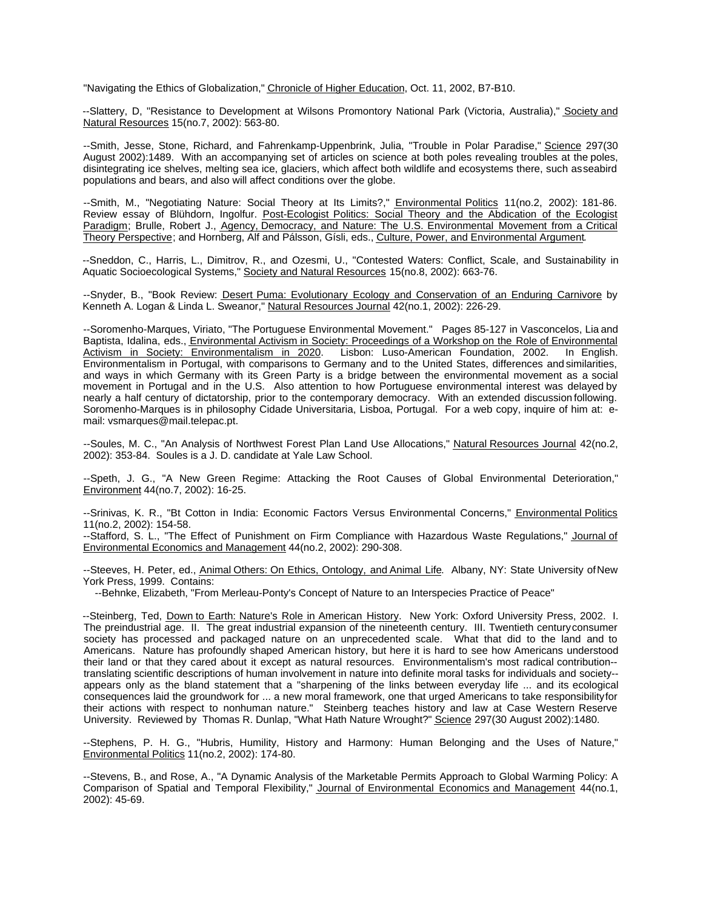"Navigating the Ethics of Globalization," Chronicle of Higher Education, Oct. 11, 2002, B7-B10.

--Slattery, D, "Resistance to Development at Wilsons Promontory National Park (Victoria, Australia)," Society and Natural Resources 15(no.7, 2002): 563-80.

--Smith, Jesse, Stone, Richard, and Fahrenkamp-Uppenbrink, Julia, "Trouble in Polar Paradise," Science 297(30 August 2002):1489. With an accompanying set of articles on science at both poles revealing troubles at the poles, disintegrating ice shelves, melting sea ice, glaciers, which affect both wildlife and ecosystems there, such as seabird populations and bears, and also will affect conditions over the globe.

--Smith, M., "Negotiating Nature: Social Theory at Its Limits?," Environmental Politics 11(no.2, 2002): 181-86. Review essay of Blühdorn, Ingolfur. Post-Ecologist Politics: Social Theory and the Abdication of the Ecologist Paradigm; Brulle, Robert J., Agency, Democracy, and Nature: The U.S. Environmental Movement from a Critical Theory Perspective; and Hornberg, Alf and Pálsson, Gísli, eds., Culture, Power, and Environmental Argument.

--Sneddon, C., Harris, L., Dimitrov, R., and Ozesmi, U., "Contested Waters: Conflict, Scale, and Sustainability in Aquatic Socioecological Systems," Society and Natural Resources 15(no.8, 2002): 663-76.

--Snyder, B., "Book Review: Desert Puma: Evolutionary Ecology and Conservation of an Enduring Carnivore by Kenneth A. Logan & Linda L. Sweanor," Natural Resources Journal 42(no.1, 2002): 226-29.

--Soromenho-Marques, Viriato, "The Portuguese Environmental Movement." Pages 85-127 in Vasconcelos, Lia and Baptista, Idalina, eds., Environmental Activism in Society: Proceedings of a Workshop on the Role of Environmental Activism in Society: Environmentalism in 2020. Lisbon: Luso-American Foundation, 2002. In English. Environmentalism in Portugal, with comparisons to Germany and to the United States, differences and similarities, and ways in which Germany with its Green Party is a bridge between the environmental movement as a social movement in Portugal and in the U.S. Also attention to how Portuguese environmental interest was delayed by nearly a half century of dictatorship, prior to the contemporary democracy. With an extended discussion following. Soromenho-Marques is in philosophy Cidade Universitaria, Lisboa, Portugal. For a web copy, inquire of him at: e-mail: vsmarques@mail.telepac.pt.

--Soules, M. C., "An Analysis of Northwest Forest Plan Land Use Allocations," Natural Resources Journal 42(no.2, 2002): 353-84. Soules is a J. D. candidate at Yale Law School.

--Speth, J. G., "A New Green Regime: Attacking the Root Causes of Global Environmental Deterioration," Environment 44(no.7, 2002): 16-25.

--Srinivas, K. R., "Bt Cotton in India: Economic Factors Versus Environmental Concerns," Environmental Politics 11(no.2, 2002): 154-58.

--Stafford, S. L., "The Effect of Punishment on Firm Compliance with Hazardous Waste Regulations," Journal of Environmental Economics and Management 44(no.2, 2002): 290-308.

--Steeves, H. Peter, ed., Animal Others: On Ethics, Ontology, and Animal Life. Albany, NY: State University of New York Press, 1999. Contains:

--Behnke, Elizabeth, "From Merleau-Ponty's Concept of Nature to an Interspecies Practice of Peace"

--Steinberg, Ted, Down to Earth: Nature's Role in American History. New York: Oxford University Press, 2002. I. The preindustrial age. II. The great industrial expansion of the nineteenth century. III. Twentieth century consumer society has processed and packaged nature on an unprecedented scale. What that did to the land and to Americans. Nature has profoundly shaped American history, but here it is hard to see how Americans understood their land or that they cared about it except as natural resources. Environmentalism's most radical contribution--translating scientific descriptions of human involvement in nature into definite moral tasks for individuals and society--appears only as the bland statement that a "sharpening of the links between everyday life ... and its ecological consequences laid the groundwork for ... a new moral framework, one that urged Americans to take responsibility for their actions with respect to nonhuman nature." Steinberg teaches history and law at Case Western Reserve University. Reviewed by Thomas R. Dunlap, "What Hath Nature Wrought?" Science 297(30 August 2002):1480.

--Stephens, P. H. G., "Hubris, Humility, History and Harmony: Human Belonging and the Uses of Nature," Environmental Politics 11(no.2, 2002): 174-80.

--Stevens, B., and Rose, A., "A Dynamic Analysis of the Marketable Permits Approach to Global Warming Policy: A Comparison of Spatial and Temporal Flexibility," Journal of Environmental Economics and Management 44(no.1, 2002): 45-69.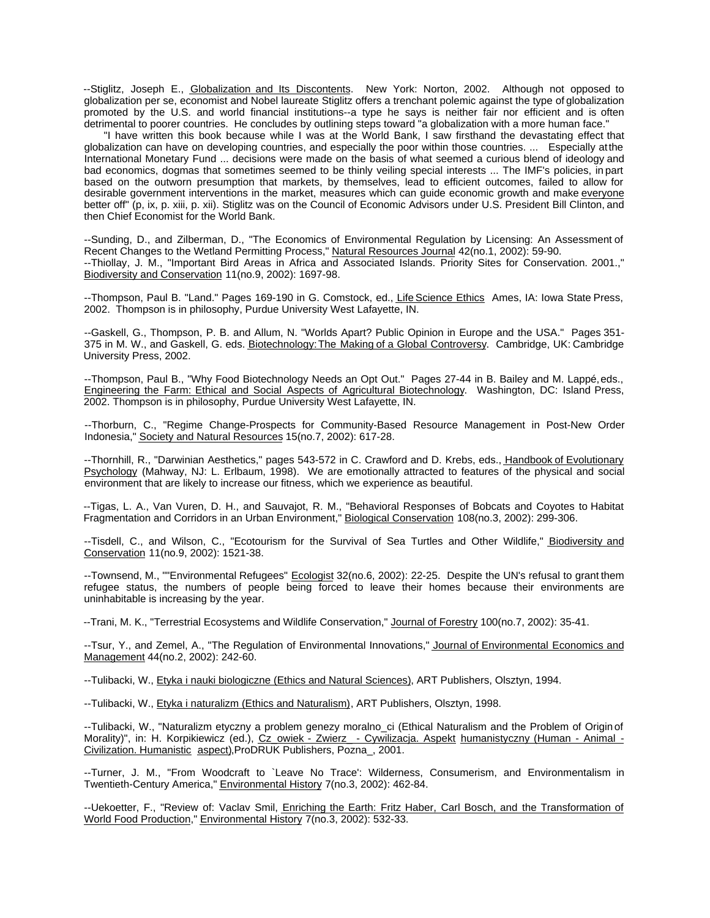--Stiglitz, Joseph E., Globalization and Its Discontents. New York: Norton, 2002. Although not opposed to globalization per se, economist and Nobel laureate Stiglitz offers a trenchant polemic against the type of globalization promoted by the U.S. and world financial institutions--a type he says is neither fair nor efficient and is often detrimental to poorer countries. He concludes by outlining steps toward "a globalization with a more human face."

"I have written this book because while I was at the World Bank, I saw firsthand the devastating effect that globalization can have on developing countries, and especially the poor within those countries. ... Especially at the International Monetary Fund ... decisions were made on the basis of what seemed a curious blend of ideology and bad economics, dogmas that sometimes seemed to be thinly veiling special interests ... The IMF's policies, in part based on the outworn presumption that markets, by themselves, lead to efficient outcomes, failed to allow for desirable government interventions in the market, measures which can guide economic growth and make everyone better off" (p, ix, p. xiii, p. xii). Stiglitz was on the Council of Economic Advisors under U.S. President Bill Clinton, and then Chief Economist for the World Bank.

--Sunding, D., and Zilberman, D., "The Economics of Environmental Regulation by Licensing: An Assessment of Recent Changes to the Wetland Permitting Process," Natural Resources Journal 42(no.1, 2002): 59-90.
--Thiollay, J. M., "Important Bird Areas in Africa and Associated Islands. Priority Sites for Conservation. 2001.," Biodiversity and Conservation 11(no.9, 2002): 1697-98.

--Thompson, Paul B. "Land." Pages 169-190 in G. Comstock, ed., Life Science Ethics Ames, IA: Iowa State Press, 2002. Thompson is in philosophy, Purdue University West Lafayette, IN.

--Gaskell, G., Thompson, P. B. and Allum, N. "Worlds Apart? Public Opinion in Europe and the USA." Pages 351-375 in M. W., and Gaskell, G. eds. Biotechnology: The Making of a Global Controversy. Cambridge, UK: Cambridge University Press, 2002.

--Thompson, Paul B., "Why Food Biotechnology Needs an Opt Out." Pages 27-44 in B. Bailey and M. Lappé, eds., Engineering the Farm: Ethical and Social Aspects of Agricultural Biotechnology. Washington, DC: Island Press, 2002. Thompson is in philosophy, Purdue University West Lafayette, IN.

--Thorburn, C., "Regime Change-Prospects for Community-Based Resource Management in Post-New Order Indonesia," Society and Natural Resources 15(no.7, 2002): 617-28.

--Thornhill, R., "Darwinian Aesthetics," pages 543-572 in C. Crawford and D. Krebs, eds., Handbook of Evolutionary Psychology (Mahway, NJ: L. Erlbaum, 1998). We are emotionally attracted to features of the physical and social environment that are likely to increase our fitness, which we experience as beautiful.

--Tigas, L. A., Van Vuren, D. H., and Sauvajot, R. M., "Behavioral Responses of Bobcats and Coyotes to Habitat Fragmentation and Corridors in an Urban Environment," Biological Conservation 108(no.3, 2002): 299-306.

--Tisdell, C., and Wilson, C., "Ecotourism for the Survival of Sea Turtles and Other Wildlife," Biodiversity and Conservation 11(no.9, 2002): 1521-38.

--Townsend, M., ""Environmental Refugees" Ecologist 32(no.6, 2002): 22-25. Despite the UN's refusal to grant them refugee status, the numbers of people being forced to leave their homes because their environments are uninhabitable is increasing by the year.

--Trani, M. K., "Terrestrial Ecosystems and Wildlife Conservation," Journal of Forestry 100(no.7, 2002): 35-41.

--Tsur, Y., and Zemel, A., "The Regulation of Environmental Innovations," Journal of Environmental Economics and Management 44(no.2, 2002): 242-60.

--Tulibacki, W., Etyka i nauki biologiczne (Ethics and Natural Sciences), ART Publishers, Olsztyn, 1994.

--Tulibacki, W., Etyka i naturalizm (Ethics and Naturalism), ART Publishers, Olsztyn, 1998.

--Tulibacki, W., "Naturalizm etyczny a problem genezy moralno_ci (Ethical Naturalism and the Problem of Origin of Morality)", in: H. Korpikiewicz (ed.), Cz_owiek - Zwierz_ - Cywilizacja. Aspekt humanistyczny (Human - Animal - Civilization. Humanistic aspect), ProDRUK Publishers, Pozna_, 2001.

--Turner, J. M., "From Woodcraft to `Leave No Trace': Wilderness, Consumerism, and Environmentalism in Twentieth-Century America," Environmental History 7(no.3, 2002): 462-84.

--Uekoetter, F., "Review of: Vaclav Smil, Enriching the Earth: Fritz Haber, Carl Bosch, and the Transformation of World Food Production," Environmental History 7(no.3, 2002): 532-33.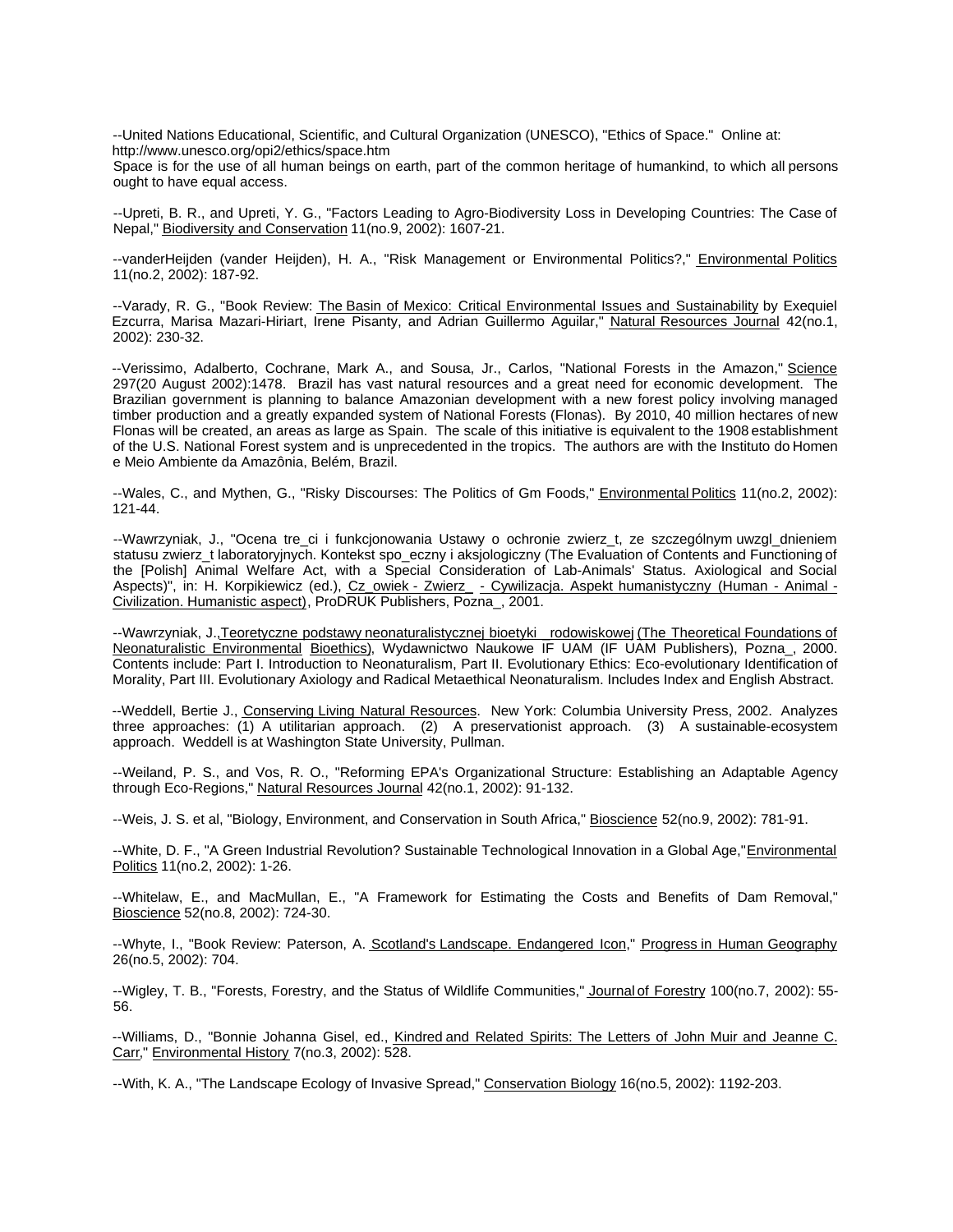--United Nations Educational, Scientific, and Cultural Organization (UNESCO), "Ethics of Space." Online at: http://www.unesco.org/opi2/ethics/space.htm
Space is for the use of all human beings on earth, part of the common heritage of humankind, to which all persons ought to have equal access.

--Upreti, B. R., and Upreti, Y. G., "Factors Leading to Agro-Biodiversity Loss in Developing Countries: The Case of Nepal," Biodiversity and Conservation 11(no.9, 2002): 1607-21.

--vanderHeijden (vander Heijden), H. A., "Risk Management or Environmental Politics?," Environmental Politics 11(no.2, 2002): 187-92.

--Varady, R. G., "Book Review: The Basin of Mexico: Critical Environmental Issues and Sustainability by Exequiel Ezcurra, Marisa Mazari-Hiriart, Irene Pisanty, and Adrian Guillermo Aguilar," Natural Resources Journal 42(no.1, 2002): 230-32.

--Verissimo, Adalberto, Cochrane, Mark A., and Sousa, Jr., Carlos, "National Forests in the Amazon," Science 297(20 August 2002):1478. Brazil has vast natural resources and a great need for economic development. The Brazilian government is planning to balance Amazonian development with a new forest policy involving managed timber production and a greatly expanded system of National Forests (Flonas). By 2010, 40 million hectares of new Flonas will be created, an areas as large as Spain. The scale of this initiative is equivalent to the 1908 establishment of the U.S. National Forest system and is unprecedented in the tropics. The authors are with the Instituto do Homen e Meio Ambiente da Amazônia, Belém, Brazil.

--Wales, C., and Mythen, G., "Risky Discourses: The Politics of Gm Foods," Environmental Politics 11(no.2, 2002): 121-44.

--Wawrzyniak, J., "Ocena tre_ci i funkcjonowania Ustawy o ochronie zwierz_t, ze szczególnym uwzgl_dnieniem statusu zwierz_t laboratoryjnych. Kontekst spo_eczny i aksjologiczny (The Evaluation of Contents and Functioning of the [Polish] Animal Welfare Act, with a Special Consideration of Lab-Animals' Status. Axiological and Social Aspects)", in: H. Korpikiewicz (ed.), Cz_owiek - Zwierz_ - Cywilizacja. Aspekt humanistyczny (Human - Animal - Civilization. Humanistic aspect), ProDRUK Publishers, Pozna_, 2001.

--Wawrzyniak, J., Teoretyczne podstawy neonaturalistycznej bioetyki _rodowiskowej (The Theoretical Foundations of Neonaturalistic Environmental Bioethics), Wydawnictwo Naukowe IF UAM (IF UAM Publishers), Pozna_, 2000. Contents include: Part I. Introduction to Neonaturalism, Part II. Evolutionary Ethics: Eco-evolutionary Identification of Morality, Part III. Evolutionary Axiology and Radical Metaethical Neonaturalism. Includes Index and English Abstract.

--Weddell, Bertie J., Conserving Living Natural Resources. New York: Columbia University Press, 2002. Analyzes three approaches: (1) A utilitarian approach. (2) A preservationist approach. (3) A sustainable-ecosystem approach. Weddell is at Washington State University, Pullman.

--Weiland, P. S., and Vos, R. O., "Reforming EPA's Organizational Structure: Establishing an Adaptable Agency through Eco-Regions," Natural Resources Journal 42(no.1, 2002): 91-132.

--Weis, J. S. et al, "Biology, Environment, and Conservation in South Africa," Bioscience 52(no.9, 2002): 781-91.

--White, D. F., "A Green Industrial Revolution? Sustainable Technological Innovation in a Global Age," Environmental Politics 11(no.2, 2002): 1-26.

--Whitelaw, E., and MacMullan, E., "A Framework for Estimating the Costs and Benefits of Dam Removal," Bioscience 52(no.8, 2002): 724-30.

--Whyte, I., "Book Review: Paterson, A. Scotland's Landscape. Endangered Icon," Progress in Human Geography 26(no.5, 2002): 704.

--Wigley, T. B., "Forests, Forestry, and the Status of Wildlife Communities," Journal of Forestry 100(no.7, 2002): 55-56.

--Williams, D., "Bonnie Johanna Gisel, ed., Kindred and Related Spirits: The Letters of John Muir and Jeanne C. Carr," Environmental History 7(no.3, 2002): 528.

--With, K. A., "The Landscape Ecology of Invasive Spread," Conservation Biology 16(no.5, 2002): 1192-203.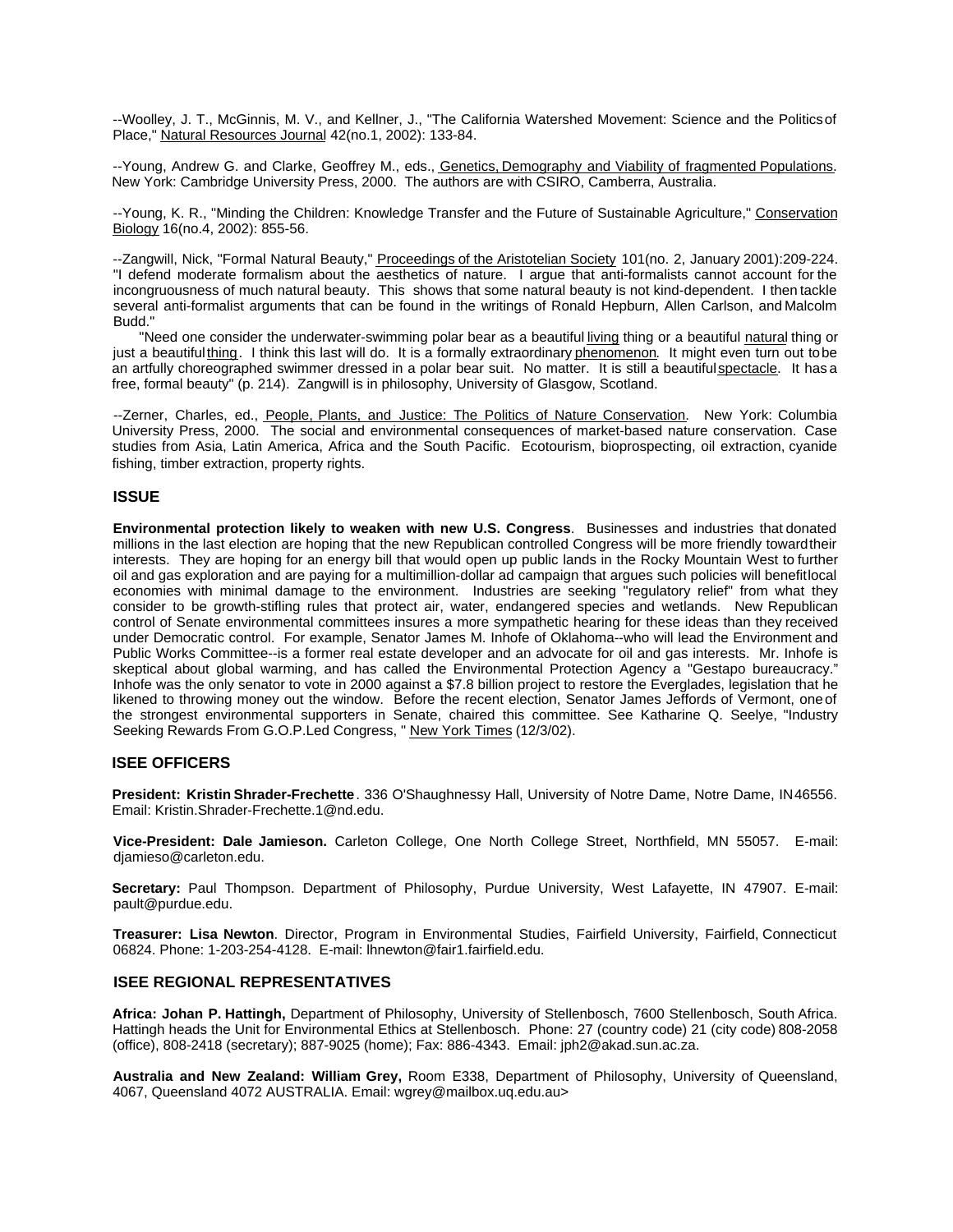--Woolley, J. T., McGinnis, M. V., and Kellner, J., "The California Watershed Movement: Science and the Politics of Place," Natural Resources Journal 42(no.1, 2002): 133-84.

--Young, Andrew G. and Clarke, Geoffrey M., eds., Genetics, Demography and Viability of fragmented Populations. New York: Cambridge University Press, 2000. The authors are with CSIRO, Camberra, Australia.

--Young, K. R., "Minding the Children: Knowledge Transfer and the Future of Sustainable Agriculture," Conservation Biology 16(no.4, 2002): 855-56.

--Zangwill, Nick, "Formal Natural Beauty," Proceedings of the Aristotelian Society 101(no. 2, January 2001):209-224. "I defend moderate formalism about the aesthetics of nature. I argue that anti-formalists cannot account for the incongruousness of much natural beauty. This shows that some natural beauty is not kind-dependent. I then tackle several anti-formalist arguments that can be found in the writings of Ronald Hepburn, Allen Carlson, and Malcolm Budd."

"Need one consider the underwater-swimming polar bear as a beautiful living thing or a beautiful natural thing or just a beautiful thing. I think this last will do. It is a formally extraordinary phenomenon. It might even turn out to be an artfully choreographed swimmer dressed in a polar bear suit. No matter. It is still a beautiful spectacle. It has a free, formal beauty" (p. 214). Zangwill is in philosophy, University of Glasgow, Scotland.

--Zerner, Charles, ed., People, Plants, and Justice: The Politics of Nature Conservation. New York: Columbia University Press, 2000. The social and environmental consequences of market-based nature conservation. Case studies from Asia, Latin America, Africa and the South Pacific. Ecotourism, bioprospecting, oil extraction, cyanide fishing, timber extraction, property rights.

## ISSUE

**Environmental protection likely to weaken with new U.S. Congress**. Businesses and industries that donated millions in the last election are hoping that the new Republican controlled Congress will be more friendly toward their interests. They are hoping for an energy bill that would open up public lands in the Rocky Mountain West to further oil and gas exploration and are paying for a multimillion-dollar ad campaign that argues such policies will benefit local economies with minimal damage to the environment. Industries are seeking "regulatory relief" from what they consider to be growth-stifling rules that protect air, water, endangered species and wetlands. New Republican control of Senate environmental committees insures a more sympathetic hearing for these ideas than they received under Democratic control. For example, Senator James M. Inhofe of Oklahoma--who will lead the Environment and Public Works Committee--is a former real estate developer and an advocate for oil and gas interests. Mr. Inhofe is skeptical about global warming, and has called the Environmental Protection Agency a "Gestapo bureaucracy." Inhofe was the only senator to vote in 2000 against a $7.8 billion project to restore the Everglades, legislation that he likened to throwing money out the window. Before the recent election, Senator James Jeffords of Vermont, one of the strongest environmental supporters in Senate, chaired this committee. See Katharine Q. Seelye, "Industry Seeking Rewards From G.O.P.Led Congress, " New York Times (12/3/02).

## ISEE OFFICERS

**President: Kristin Shrader-Frechette**. 336 O'Shaughnessy Hall, University of Notre Dame, Notre Dame, IN 46556. Email: Kristin.Shrader-Frechette.1@nd.edu.

**Vice-President: Dale Jamieson.** Carleton College, One North College Street, Northfield, MN 55057. E-mail: djamieso@carleton.edu.

**Secretary:** Paul Thompson. Department of Philosophy, Purdue University, West Lafayette, IN 47907. E-mail: pault@purdue.edu.

**Treasurer: Lisa Newton**. Director, Program in Environmental Studies, Fairfield University, Fairfield, Connecticut 06824. Phone: 1-203-254-4128. E-mail: lhnewton@fair1.fairfield.edu.

## ISEE REGIONAL REPRESENTATIVES

**Africa: Johan P. Hattingh,** Department of Philosophy, University of Stellenbosch, 7600 Stellenbosch, South Africa. Hattingh heads the Unit for Environmental Ethics at Stellenbosch. Phone: 27 (country code) 21 (city code) 808-2058 (office), 808-2418 (secretary); 887-9025 (home); Fax: 886-4343. Email: jph2@akad.sun.ac.za.

**Australia and New Zealand: William Grey,** Room E338, Department of Philosophy, University of Queensland, 4067, Queensland 4072 AUSTRALIA. Email: wgrey@mailbox.uq.edu.au>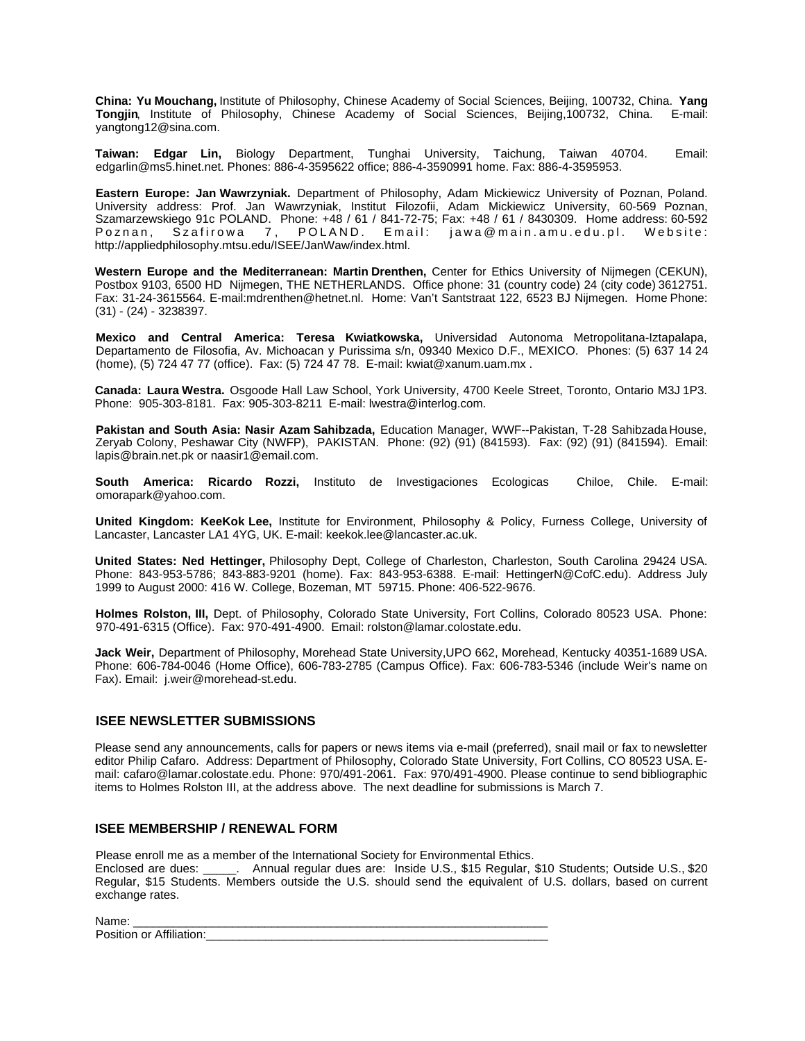**China: Yu Mouchang,** Institute of Philosophy, Chinese Academy of Social Sciences, Beijing, 100732, China. **Yang Tongjin**, Institute of Philosophy, Chinese Academy of Social Sciences, Beijing,100732, China. E-mail: yangtong12@sina.com.

**Taiwan: Edgar Lin,** Biology Department, Tunghai University, Taichung, Taiwan 40704. Email: edgarlin@ms5.hinet.net. Phones: 886-4-3595622 office; 886-4-3590991 home. Fax: 886-4-3595953.

**Eastern Europe: Jan Wawrzyniak.** Department of Philosophy, Adam Mickiewicz University of Poznan, Poland. University address: Prof. Jan Wawrzyniak, Institut Filozofii, Adam Mickiewicz University, 60-569 Poznan, Szamarzewskiego 91c POLAND. Phone: +48 / 61 / 841-72-75; Fax: +48 / 61 / 8430309. Home address: 60-592 Poznan, Szafirowa 7, POLAND. Email: jawa@main.amu.edu.pl. Website: http://appliedphilosophy.mtsu.edu/ISEE/JanWaw/index.html.

**Western Europe and the Mediterranean: Martin Drenthen,** Center for Ethics University of Nijmegen (CEKUN), Postbox 9103, 6500 HD Nijmegen, THE NETHERLANDS. Office phone: 31 (country code) 24 (city code) 3612751. Fax: 31-24-3615564. E-mail:mdrenthen@hetnet.nl. Home: Van't Santstraat 122, 6523 BJ Nijmegen. Home Phone: (31) - (24) - 3238397.

**Mexico and Central America: Teresa Kwiatkowska,** Universidad Autonoma Metropolitana-Iztapalapa, Departamento de Filosofia, Av. Michoacan y Purissima s/n, 09340 Mexico D.F., MEXICO. Phones: (5) 637 14 24 (home), (5) 724 47 77 (office). Fax: (5) 724 47 78. E-mail: kwiat@xanum.uam.mx .

**Canada: Laura Westra.** Osgoode Hall Law School, York University, 4700 Keele Street, Toronto, Ontario M3J 1P3. Phone: 905-303-8181. Fax: 905-303-8211 E-mail: lwestra@interlog.com.

**Pakistan and South Asia: Nasir Azam Sahibzada,** Education Manager, WWF--Pakistan, T-28 Sahibzada House, Zeryab Colony, Peshawar City (NWFP), PAKISTAN. Phone: (92) (91) (841593). Fax: (92) (91) (841594). Email: lapis@brain.net.pk or naasir1@email.com.

**South America: Ricardo Rozzi,** Instituto de Investigaciones Ecologicas Chiloe, Chile. E-mail: omorapark@yahoo.com.

**United Kingdom: KeeKok Lee,** Institute for Environment, Philosophy & Policy, Furness College, University of Lancaster, Lancaster LA1 4YG, UK. E-mail: keekok.lee@lancaster.ac.uk.

**United States: Ned Hettinger,** Philosophy Dept, College of Charleston, Charleston, South Carolina 29424 USA. Phone: 843-953-5786; 843-883-9201 (home). Fax: 843-953-6388. E-mail: HettingerN@CofC.edu). Address July 1999 to August 2000: 416 W. College, Bozeman, MT 59715. Phone: 406-522-9676.

**Holmes Rolston, III,** Dept. of Philosophy, Colorado State University, Fort Collins, Colorado 80523 USA. Phone: 970-491-6315 (Office). Fax: 970-491-4900. Email: rolston@lamar.colostate.edu.

**Jack Weir,** Department of Philosophy, Morehead State University,UPO 662, Morehead, Kentucky 40351-1689 USA. Phone: 606-784-0046 (Home Office), 606-783-2785 (Campus Office). Fax: 606-783-5346 (include Weir's name on Fax). Email: j.weir@morehead-st.edu.

## ISEE NEWSLETTER SUBMISSIONS

Please send any announcements, calls for papers or news items via e-mail (preferred), snail mail or fax to newsletter editor Philip Cafaro. Address: Department of Philosophy, Colorado State University, Fort Collins, CO 80523 USA. E-mail: cafaro@lamar.colostate.edu. Phone: 970/491-2061. Fax: 970/491-4900. Please continue to send bibliographic items to Holmes Rolston III, at the address above. The next deadline for submissions is March 7.

## ISEE MEMBERSHIP / RENEWAL FORM

Please enroll me as a member of the International Society for Environmental Ethics.
Enclosed are dues: _____. Annual regular dues are: Inside U.S., $15 Regular, $10 Students; Outside U.S., $20 Regular, $15 Students. Members outside the U.S. should send the equivalent of U.S. dollars, based on current exchange rates.

Name: ______________________________________________________________

Position or Affiliation:_______________________________________________________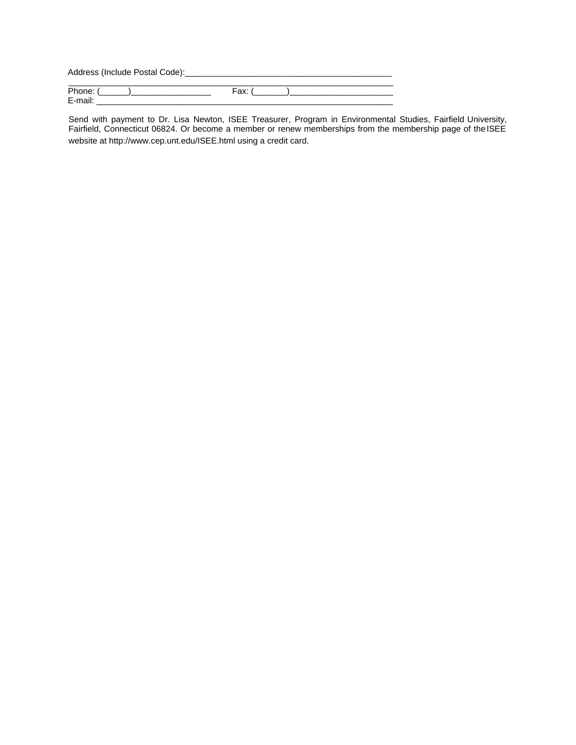Address (Include Postal Code):_____________________________________________
______________________________________________________________________
Phone: (______)_________________ Fax: (_______)______________________
E-mail: ________________________________________________________________

Send with payment to Dr. Lisa Newton, ISEE Treasurer, Program in Environmental Studies, Fairfield University, Fairfield, Connecticut 06824. Or become a member or renew memberships from the membership page of the ISEE website at http://www.cep.unt.edu/ISEE.html using a credit card.